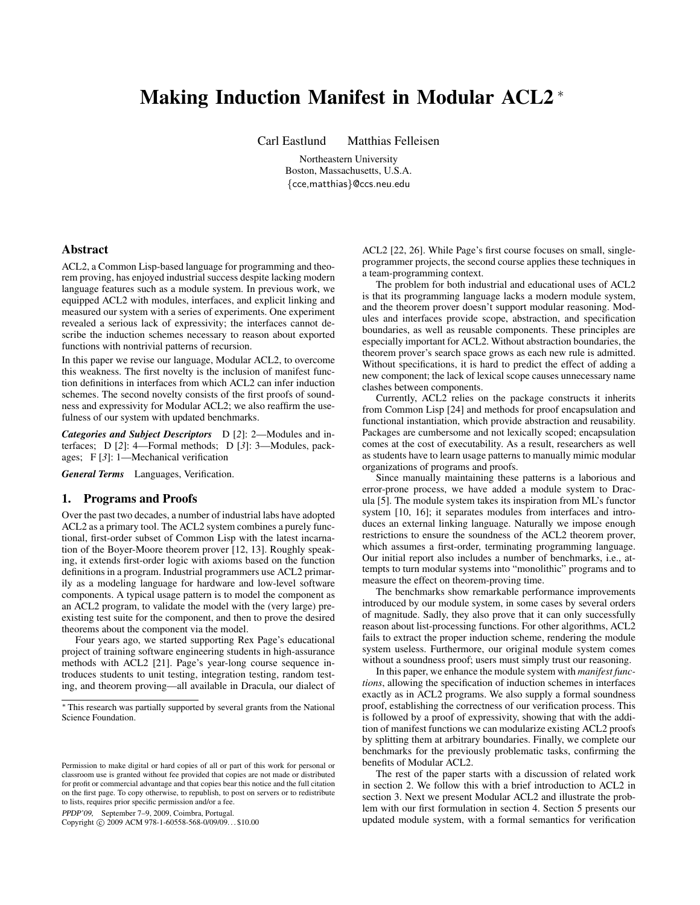# Making Induction Manifest in Modular ACL2 *

Carl Eastlund  Matthias Felleisen

Northeastern University
Boston, Massachusetts, U.S.A.
{cce,matthias}@ccs.neu.edu

## Abstract

ACL2, a Common Lisp-based language for programming and theorem proving, has enjoyed industrial success despite lacking modern language features such as a module system. In previous work, we equipped ACL2 with modules, interfaces, and explicit linking and measured our system with a series of experiments. One experiment revealed a serious lack of expressivity; the interfaces cannot describe the induction schemes necessary to reason about exported functions with nontrivial patterns of recursion.

In this paper we revise our language, Modular ACL2, to overcome this weakness. The first novelty is the inclusion of manifest function definitions in interfaces from which ACL2 can infer induction schemes. The second novelty consists of the first proofs of soundness and expressivity for Modular ACL2; we also reaffirm the usefulness of our system with updated benchmarks.

***Categories and Subject Descriptors*** D [*2*]: 2—Modules and interfaces; D [*2*]: 4—Formal methods; D [*3*]: 3—Modules, packages; F [*3*]: 1—Mechanical verification

***General Terms*** Languages, Verification.

## 1. Programs and Proofs

Over the past two decades, a number of industrial labs have adopted ACL2 as a primary tool. The ACL2 system combines a purely functional, first-order subset of Common Lisp with the latest incarnation of the Boyer-Moore theorem prover [12, 13]. Roughly speaking, it extends first-order logic with axioms based on the function definitions in a program. Industrial programmers use ACL2 primarily as a modeling language for hardware and low-level software components. A typical usage pattern is to model the component as an ACL2 program, to validate the model with the (very large) preexisting test suite for the component, and then to prove the desired theorems about the component via the model.

Four years ago, we started supporting Rex Page's educational project of training software engineering students in high-assurance methods with ACL2 [21]. Page's year-long course sequence introduces students to unit testing, integration testing, random testing, and theorem proving—all available in Dracula, our dialect of ACL2 [22, 26]. While Page's first course focuses on small, single-programmer projects, the second course applies these techniques in a team-programming context.

The problem for both industrial and educational uses of ACL2 is that its programming language lacks a modern module system, and the theorem prover doesn't support modular reasoning. Modules and interfaces provide scope, abstraction, and specification boundaries, as well as reusable components. These principles are especially important for ACL2. Without abstraction boundaries, the theorem prover's search space grows as each new rule is admitted. Without specifications, it is hard to predict the effect of adding a new component; the lack of lexical scope causes unnecessary name clashes between components.

Currently, ACL2 relies on the package constructs it inherits from Common Lisp [24] and methods for proof encapsulation and functional instantiation, which provide abstraction and reusability. Packages are cumbersome and not lexically scoped; encapsulation comes at the cost of executability. As a result, researchers as well as students have to learn usage patterns to manually mimic modular organizations of programs and proofs.

Since manually maintaining these patterns is a laborious and error-prone process, we have added a module system to Dracula [5]. The module system takes its inspiration from ML's functor system [10, 16]; it separates modules from interfaces and introduces an external linking language. Naturally we impose enough restrictions to ensure the soundness of the ACL2 theorem prover, which assumes a first-order, terminating programming language. Our initial report also includes a number of benchmarks, i.e., attempts to turn modular systems into "monolithic" programs and to measure the effect on theorem-proving time.

The benchmarks show remarkable performance improvements introduced by our module system, in some cases by several orders of magnitude. Sadly, they also prove that it can only successfully reason about list-processing functions. For other algorithms, ACL2 fails to extract the proper induction scheme, rendering the module system useless. Furthermore, our original module system comes without a soundness proof; users must simply trust our reasoning.

In this paper, we enhance the module system with *manifest functions*, allowing the specification of induction schemes in interfaces exactly as in ACL2 programs. We also supply a formal soundness proof, establishing the correctness of our verification process. This is followed by a proof of expressivity, showing that with the addition of manifest functions we can modularize existing ACL2 proofs by splitting them at arbitrary boundaries. Finally, we complete our benchmarks for the previously problematic tasks, confirming the benefits of Modular ACL2.

The rest of the paper starts with a discussion of related work in section 2. We follow this with a brief introduction to ACL2 in section 3. Next we present Modular ACL2 and illustrate the problem with our first formulation in section 4. Section 5 presents our updated module system, with a formal semantics for verification

* This research was partially supported by several grants from the National Science Foundation.

Permission to make digital or hard copies of all or part of this work for personal or classroom use is granted without fee provided that copies are not made or distributed for profit or commercial advantage and that copies bear this notice and the full citation on the first page. To copy otherwise, to republish, to post on servers or to redistribute to lists, requires prior specific permission and/or a fee.

*PPDP'09,* September 7–9, 2009, Coimbra, Portugal.
Copyright © 2009 ACM 978-1-60558-568-0/09/09... $10.00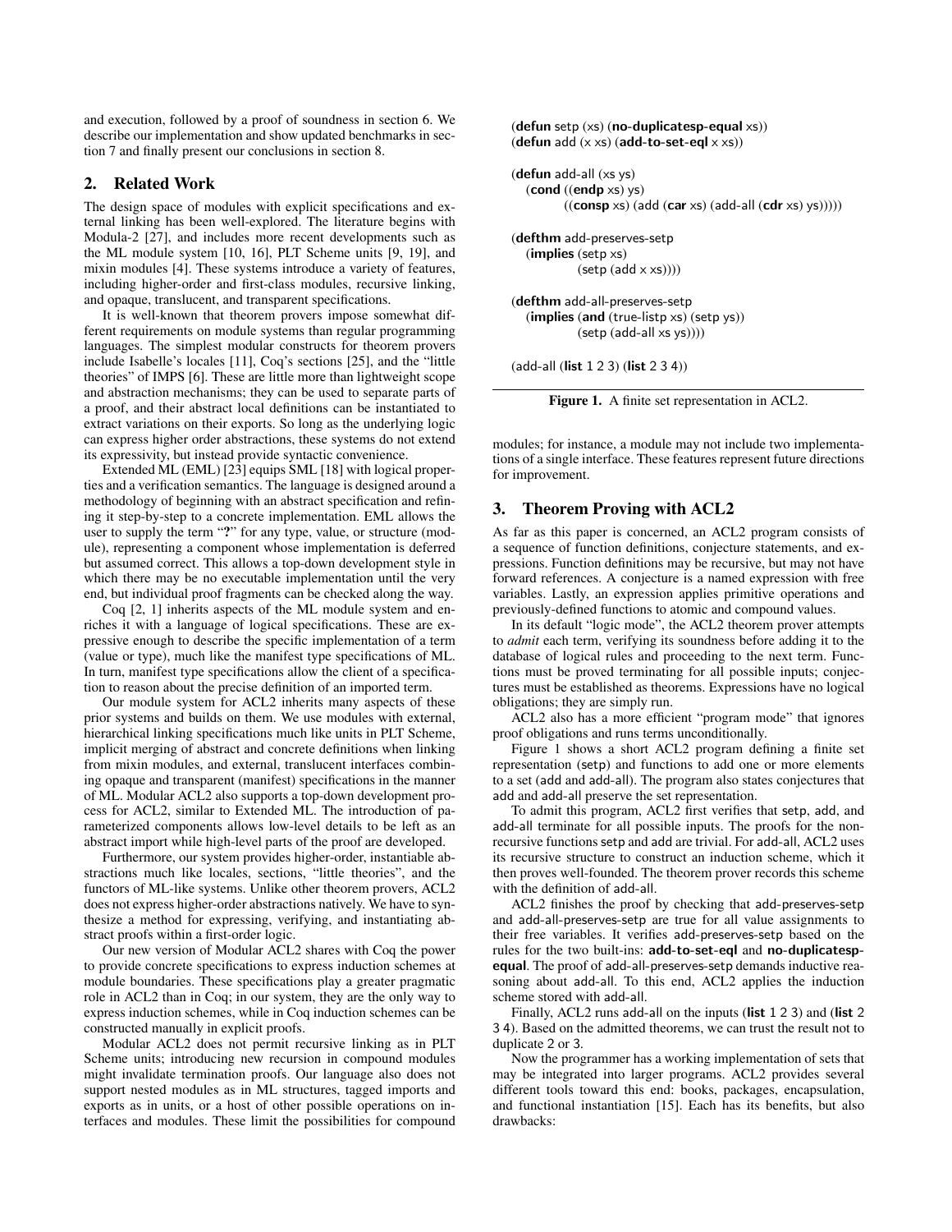and execution, followed by a proof of soundness in section 6. We describe our implementation and show updated benchmarks in section 7 and finally present our conclusions in section 8.

## 2. Related Work

The design space of modules with explicit specifications and external linking has been well-explored. The literature begins with Modula-2 [27], and includes more recent developments such as the ML module system [10, 16], PLT Scheme units [9, 19], and mixin modules [4]. These systems introduce a variety of features, including higher-order and first-class modules, recursive linking, and opaque, translucent, and transparent specifications.

It is well-known that theorem provers impose somewhat different requirements on module systems than regular programming languages. The simplest modular constructs for theorem provers include Isabelle's locales [11], Coq's sections [25], and the "little theories" of IMPS [6]. These are little more than lightweight scope and abstraction mechanisms; they can be used to separate parts of a proof, and their abstract local definitions can be instantiated to extract variations on their exports. So long as the underlying logic can express higher order abstractions, these systems do not extend its expressivity, but instead provide syntactic convenience.

Extended ML (EML) [23] equips SML [18] with logical properties and a verification semantics. The language is designed around a methodology of beginning with an abstract specification and refining it step-by-step to a concrete implementation. EML allows the user to supply the term "**?**" for any type, value, or structure (module), representing a component whose implementation is deferred but assumed correct. This allows a top-down development style in which there may be no executable implementation until the very end, but individual proof fragments can be checked along the way.

Coq [2, 1] inherits aspects of the ML module system and enriches it with a language of logical specifications. These are expressive enough to describe the specific implementation of a term (value or type), much like the manifest type specifications of ML. In turn, manifest type specifications allow the client of a specification to reason about the precise definition of an imported term.

Our module system for ACL2 inherits many aspects of these prior systems and builds on them. We use modules with external, hierarchical linking specifications much like units in PLT Scheme, implicit merging of abstract and concrete definitions when linking from mixin modules, and external, translucent interfaces combining opaque and transparent (manifest) specifications in the manner of ML. Modular ACL2 also supports a top-down development process for ACL2, similar to Extended ML. The introduction of parameterized components allows low-level details to be left as an abstract import while high-level parts of the proof are developed.

Furthermore, our system provides higher-order, instantiable abstractions much like locales, sections, "little theories", and the functors of ML-like systems. Unlike other theorem provers, ACL2 does not express higher-order abstractions natively. We have to synthesize a method for expressing, verifying, and instantiating abstract proofs within a first-order logic.

Our new version of Modular ACL2 shares with Coq the power to provide concrete specifications to express induction schemes at module boundaries. These specifications play a greater pragmatic role in ACL2 than in Coq; in our system, they are the only way to express induction schemes, while in Coq induction schemes can be constructed manually in explicit proofs.

Modular ACL2 does not permit recursive linking as in PLT Scheme units; introducing new recursion in compound modules might invalidate termination proofs. Our language also does not support nested modules as in ML structures, tagged imports and exports as in units, or a host of other possible operations on interfaces and modules. These limit the possibilities for compound modules; for instance, a module may not include two implementations of a single interface. These features represent future directions for improvement.

```
(defun setp (xs) (no-duplicatesp-equal xs))
(defun add (x xs) (add-to-set-eql x xs))

(defun add-all (xs ys)
  (cond ((endp xs) ys)
        ((consp xs) (add (car xs) (add-all (cdr xs) ys)))))

(defthm add-preserves-setp
  (implies (setp xs)
           (setp (add x xs))))

(defthm add-all-preserves-setp
  (implies (and (true-listp xs) (setp ys))
           (setp (add-all xs ys))))

(add-all (list 1 2 3) (list 2 3 4))
```

**Figure 1.** A finite set representation in ACL2.

## 3. Theorem Proving with ACL2

As far as this paper is concerned, an ACL2 program consists of a sequence of function definitions, conjecture statements, and expressions. Function definitions may be recursive, but may not have forward references. A conjecture is a named expression with free variables. Lastly, an expression applies primitive operations and previously-defined functions to atomic and compound values.

In its default "logic mode", the ACL2 theorem prover attempts to *admit* each term, verifying its soundness before adding it to the database of logical rules and proceeding to the next term. Functions must be proved terminating for all possible inputs; conjectures must be established as theorems. Expressions have no logical obligations; they are simply run.

ACL2 also has a more efficient "program mode" that ignores proof obligations and runs terms unconditionally.

Figure 1 shows a short ACL2 program defining a finite set representation (setp) and functions to add one or more elements to a set (add and add-all). The program also states conjectures that add and add-all preserve the set representation.

To admit this program, ACL2 first verifies that setp, add, and add-all terminate for all possible inputs. The proofs for the non-recursive functions setp and add are trivial. For add-all, ACL2 uses its recursive structure to construct an induction scheme, which it then proves well-founded. The theorem prover records this scheme with the definition of add-all.

ACL2 finishes the proof by checking that add-preserves-setp and add-all-preserves-setp are true for all value assignments to their free variables. It verifies add-preserves-setp based on the rules for the two built-ins: **add-to-set-eql** and **no-duplicatesp-equal**. The proof of add-all-preserves-setp demands inductive reasoning about add-all. To this end, ACL2 applies the induction scheme stored with add-all.

Finally, ACL2 runs add-all on the inputs (**list** 1 2 3) and (**list** 2 3 4). Based on the admitted theorems, we can trust the result not to duplicate 2 or 3.

Now the programmer has a working implementation of sets that may be integrated into larger programs. ACL2 provides several different tools toward this end: books, packages, encapsulation, and functional instantiation [15]. Each has its benefits, but also drawbacks: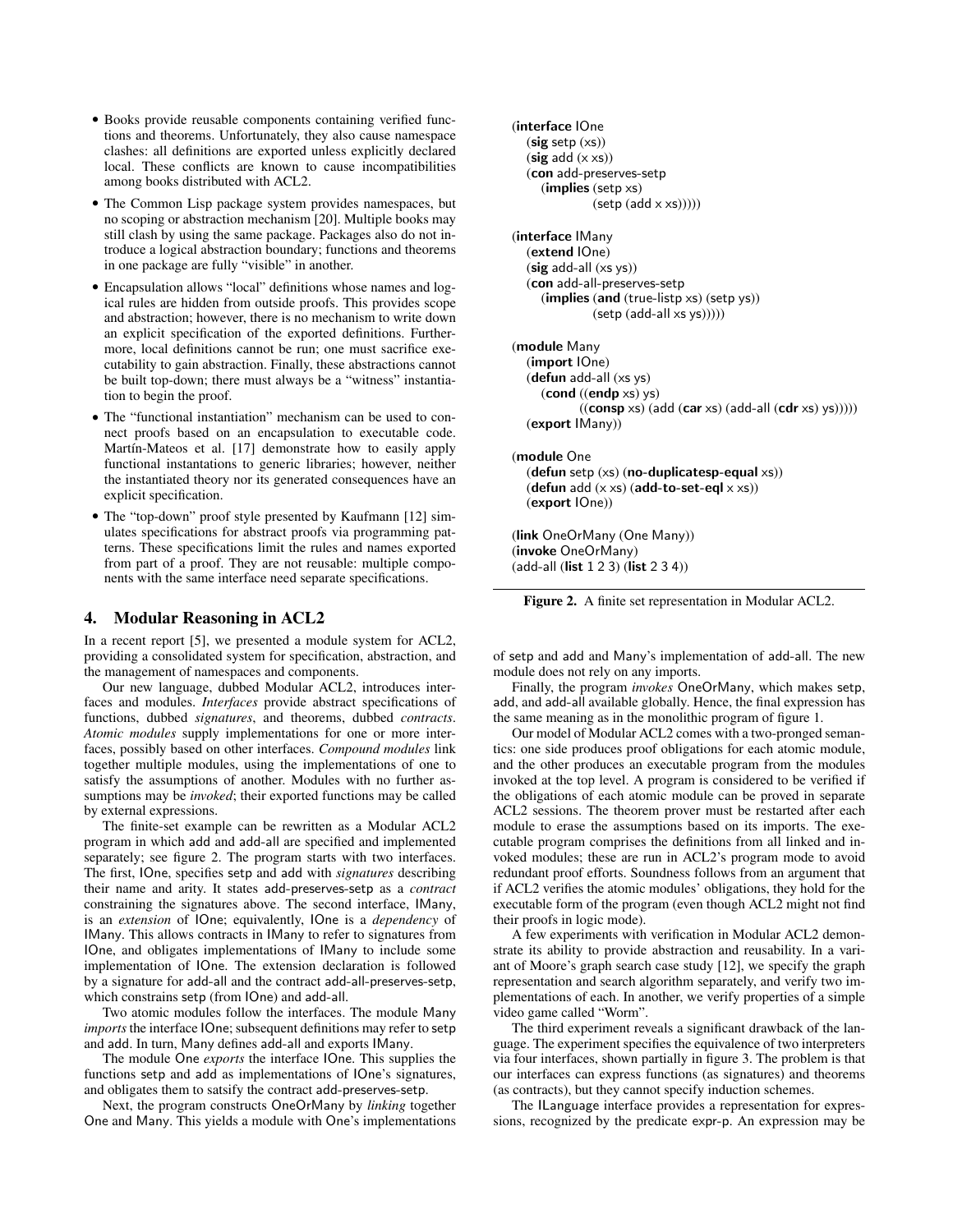- Books provide reusable components containing verified functions and theorems. Unfortunately, they also cause namespace clashes: all definitions are exported unless explicitly declared local. These conflicts are known to cause incompatibilities among books distributed with ACL2.
- The Common Lisp package system provides namespaces, but no scoping or abstraction mechanism [20]. Multiple books may still clash by using the same package. Packages also do not introduce a logical abstraction boundary; functions and theorems in one package are fully "visible" in another.
- Encapsulation allows "local" definitions whose names and logical rules are hidden from outside proofs. This provides scope and abstraction; however, there is no mechanism to write down an explicit specification of the exported definitions. Furthermore, local definitions cannot be run; one must sacrifice executability to gain abstraction. Finally, these abstractions cannot be built top-down; there must always be a "witness" instantiation to begin the proof.
- The "functional instantiation" mechanism can be used to connect proofs based on an encapsulation to executable code. Martín-Mateos et al. [17] demonstrate how to easily apply functional instantations to generic libraries; however, neither the instantiated theory nor its generated consequences have an explicit specification.
- The "top-down" proof style presented by Kaufmann [12] simulates specifications for abstract proofs via programming patterns. These specifications limit the rules and names exported from part of a proof. They are not reusable: multiple components with the same interface need separate specifications.

## 4. Modular Reasoning in ACL2

In a recent report [5], we presented a module system for ACL2, providing a consolidated system for specification, abstraction, and the management of namespaces and components.

Our new language, dubbed Modular ACL2, introduces interfaces and modules. *Interfaces* provide abstract specifications of functions, dubbed *signatures*, and theorems, dubbed *contracts*. *Atomic modules* supply implementations for one or more interfaces, possibly based on other interfaces. *Compound modules* link together multiple modules, using the implementations of one to satisfy the assumptions of another. Modules with no further assumptions may be *invoked*; their exported functions may be called by external expressions.

The finite-set example can be rewritten as a Modular ACL2 program in which add and add-all are specified and implemented separately; see figure 2. The program starts with two interfaces. The first, IOne, specifies setp and add with *signatures* describing their name and arity. It states add-preserves-setp as a *contract* constraining the signatures above. The second interface, IMany, is an *extension* of IOne; equivalently, IOne is a *dependency* of IMany. This allows contracts in IMany to refer to signatures from IOne, and obligates implementations of IMany to include some implementation of IOne. The extension declaration is followed by a signature for add-all and the contract add-all-preserves-setp, which constrains setp (from IOne) and add-all.

Two atomic modules follow the interfaces. The module Many *imports* the interface IOne; subsequent definitions may refer to setp and add. In turn, Many defines add-all and exports IMany.

The module One *exports* the interface IOne. This supplies the functions setp and add as implementations of IOne's signatures, and obligates them to satsify the contract add-preserves-setp.

Next, the program constructs OneOrMany by *linking* together One and Many. This yields a module with One's implementations of setp and add and Many's implementation of add-all. The new module does not rely on any imports.

Finally, the program *invokes* OneOrMany, which makes setp, add, and add-all available globally. Hence, the final expression has the same meaning as in the monolithic program of figure 1.

Our model of Modular ACL2 comes with a two-pronged semantics: one side produces proof obligations for each atomic module, and the other produces an executable program from the modules invoked at the top level. A program is considered to be verified if the obligations of each atomic module can be proved in separate ACL2 sessions. The theorem prover must be restarted after each module to erase the assumptions based on its imports. The executable program comprises the definitions from all linked and invoked modules; these are run in ACL2's program mode to avoid redundant proof efforts. Soundness follows from an argument that if ACL2 verifies the atomic modules' obligations, they hold for the executable form of the program (even though ACL2 might not find their proofs in logic mode).

A few experiments with verification in Modular ACL2 demonstrate its ability to provide abstraction and reusability. In a variant of Moore's graph search case study [12], we specify the graph representation and search algorithm separately, and verify two implementations of each. In another, we verify properties of a simple video game called "Worm".

The third experiment reveals a significant drawback of the language. The experiment specifies the equivalence of two interpreters via four interfaces, shown partially in figure 3. The problem is that our interfaces can express functions (as signatures) and theorems (as contracts), but they cannot specify induction schemes.

The ILanguage interface provides a representation for expressions, recognized by the predicate expr-p. An expression may be

```
(interface IOne
  (sig setp (xs))
  (sig add (x xs))
  (con add-preserves-setp
    (implies (setp xs)
             (setp (add x xs)))))

(interface IMany
  (extend IOne)
  (sig add-all (xs ys))
  (con add-all-preserves-setp
    (implies (and (true-listp xs) (setp ys))
             (setp (add-all xs ys)))))

(module Many
  (import IOne)
  (defun add-all (xs ys)
    (cond ((endp xs) ys)
          ((consp xs) (add (car xs) (add-all (cdr xs) ys)))))
  (export IMany))

(module One
  (defun setp (xs) (no-duplicatesp-equal xs))
  (defun add (x xs) (add-to-set-eql x xs))
  (export IOne))

(link OneOrMany (One Many))
(invoke OneOrMany)
(add-all (list 1 2 3) (list 2 3 4))
```

**Figure 2.** A finite set representation in Modular ACL2.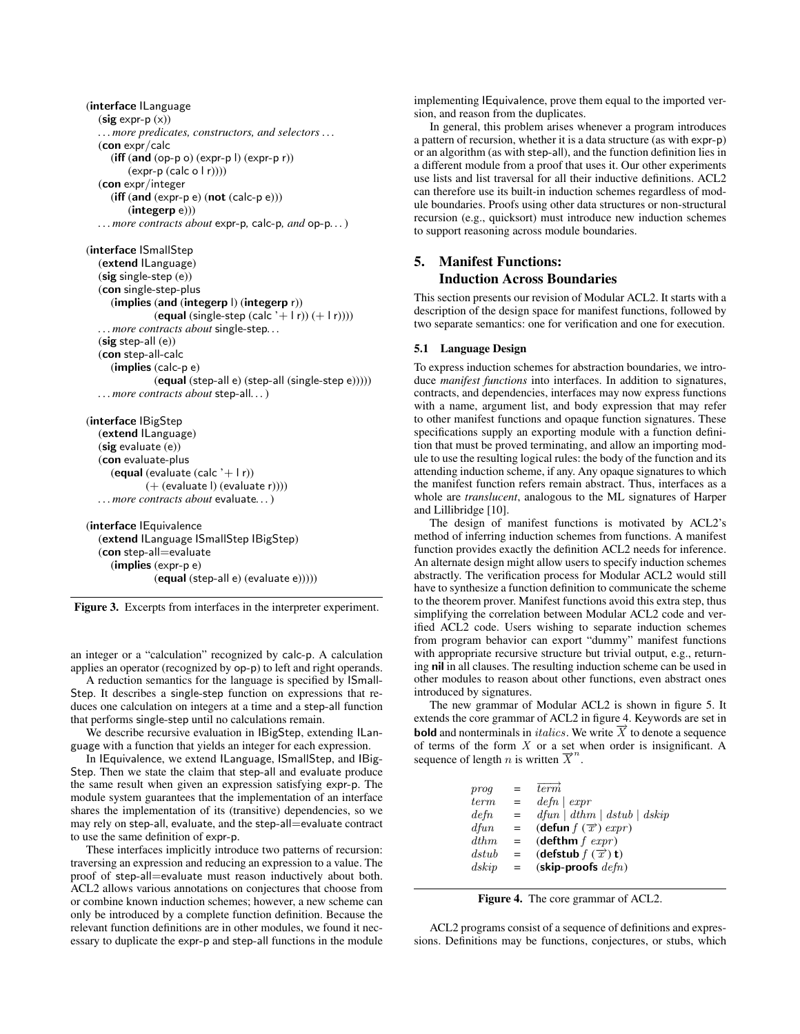```
(interface ILanguage
  (sig expr-p (x))
  ... more predicates, constructors, and selectors ...
  (con expr/calc
    (iff (and (op-p o) (expr-p l) (expr-p r))
         (expr-p (calc o l r))))
  (con expr/integer
    (iff (and (expr-p e) (not (calc-p e)))
         (integerp e)))
  ... more contracts about expr-p, calc-p, and op-p... )

(interface ISmallStep
  (extend ILanguage)
  (sig single-step (e))
  (con single-step-plus
    (implies (and (integerp l) (integerp r))
             (equal (single-step (calc '+ l r)) (+ l r))))
  ... more contracts about single-step...
  (sig step-all (e))
  (con step-all-calc
    (implies (calc-p e)
             (equal (step-all e) (step-all (single-step e)))))
  ... more contracts about step-all... )

(interface IBigStep
  (extend ILanguage)
  (sig evaluate (e))
  (con evaluate-plus
    (equal (evaluate (calc '+ l r))
           (+ (evaluate l) (evaluate r))))
  ... more contracts about evaluate... )

(interface IEquivalence
  (extend ILanguage ISmallStep IBigStep)
  (con step-all=evaluate
    (implies (expr-p e)
             (equal (step-all e) (evaluate e)))))
```

**Figure 3.** Excerpts from interfaces in the interpreter experiment.

an integer or a "calculation" recognized by calc-p. A calculation applies an operator (recognized by op-p) to left and right operands.

A reduction semantics for the language is specified by ISmallStep. It describes a single-step function on expressions that reduces one calculation on integers at a time and a step-all function that performs single-step until no calculations remain.

We describe recursive evaluation in IBigStep, extending ILanguage with a function that yields an integer for each expression.

In IEquivalence, we extend ILanguage, ISmallStep, and IBigStep. Then we state the claim that step-all and evaluate produce the same result when given an expression satisfying expr-p. The module system guarantees that the implementation of an interface shares the implementation of its (transitive) dependencies, so we may rely on step-all, evaluate, and the step-all=evaluate contract to use the same definition of expr-p.

These interfaces implicitly introduce two patterns of recursion: traversing an expression and reducing an expression to a value. The proof of step-all=evaluate must reason inductively about both. ACL2 allows various annotations on conjectures that choose from or combine known induction schemes; however, a new scheme can only be introduced by a complete function definition. Because the relevant function definitions are in other modules, we found it necessary to duplicate the expr-p and step-all functions in the module implementing IEquivalence, prove them equal to the imported version, and reason from the duplicates.

In general, this problem arises whenever a program introduces a pattern of recursion, whether it is a data structure (as with expr-p) or an algorithm (as with step-all), and the function definition lies in a different module from a proof that uses it. Our other experiments use lists and list traversal for all their inductive definitions. ACL2 can therefore use its built-in induction schemes regardless of module boundaries. Proofs using other data structures or non-structural recursion (e.g., quicksort) must introduce new induction schemes to support reasoning across module boundaries.

## 5. Manifest Functions: Induction Across Boundaries

This section presents our revision of Modular ACL2. It starts with a description of the design space for manifest functions, followed by two separate semantics: one for verification and one for execution.

### 5.1 Language Design

To express induction schemes for abstraction boundaries, we introduce *manifest functions* into interfaces. In addition to signatures, contracts, and dependencies, interfaces may now express functions with a name, argument list, and body expression that may refer to other manifest functions and opaque function signatures. These specifications supply an exporting module with a function definition that must be proved terminating, and allow an importing module to use the resulting logical rules: the body of the function and its attending induction scheme, if any. Any opaque signatures to which the manifest function refers remain abstract. Thus, interfaces as a whole are *translucent*, analogous to the ML signatures of Harper and Lillibridge [10].

The design of manifest functions is motivated by ACL2's method of inferring induction schemes from functions. A manifest function provides exactly the definition ACL2 needs for inference. An alternate design might allow users to specify induction schemes abstractly. The verification process for Modular ACL2 would still have to synthesize a function definition to communicate the scheme to the theorem prover. Manifest functions avoid this extra step, thus simplifying the correlation between Modular ACL2 code and verified ACL2 code. Users wishing to separate induction schemes from program behavior can export "dummy" manifest functions with appropriate recursive structure but trivial output, e.g., returning **nil** in all clauses. The resulting induction scheme can be used in other modules to reason about other functions, even abstract ones introduced by signatures.

The new grammar of Modular ACL2 is shown in figure 5. It extends the core grammar of ACL2 in figure 4. Keywords are set in **bold** and nonterminals in *italics*. We write $\overrightarrow{X}$ to denote a sequence of terms of the form $X$ or a set when order is insignificant. A sequence of length $n$ is written $\overrightarrow{X}^n$.

$$
\begin{array}{lcl}
prog & = & \overrightarrow{term} \\
term & = & defn \mid expr \\
defn & = & dfun \mid dthm \mid dstub \mid dskip \\
dfun & = & (\textbf{defun}\ f\ (\overrightarrow{x})\ expr) \\
dthm & = & (\textbf{defthm}\ f\ expr) \\
dstub & = & (\textbf{defstub}\ f\ (\overrightarrow{x})\ \textbf{t}) \\
dskip & = & (\textbf{skip-proofs}\ defn)
\end{array}
$$

**Figure 4.** The core grammar of ACL2.

ACL2 programs consist of a sequence of definitions and expressions. Definitions may be functions, conjectures, or stubs, which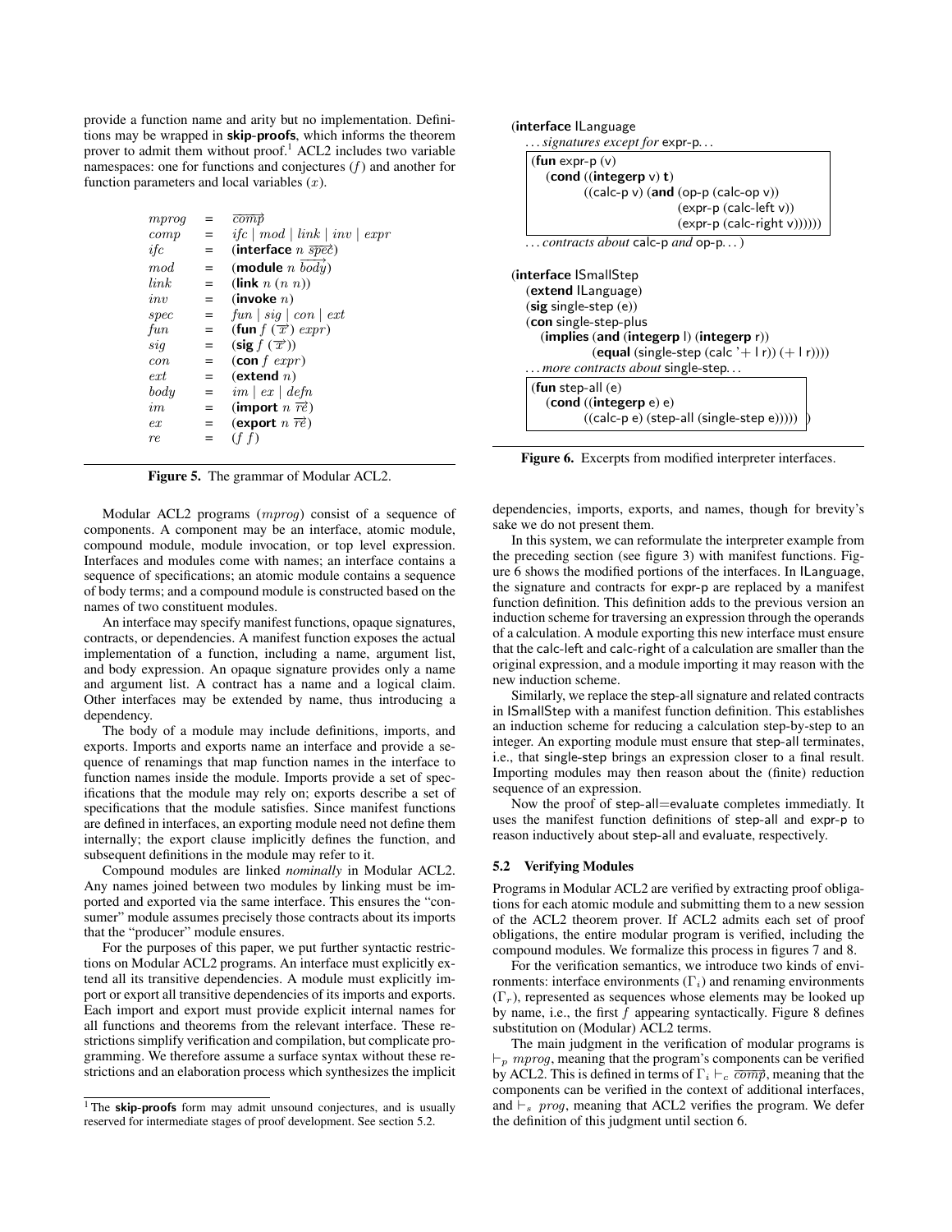provide a function name and arity but no implementation. Definitions may be wrapped in **skip-proofs**, which informs the theorem prover to admit them without proof.[1] ACL2 includes two variable namespaces: one for functions and conjectures ($f$) and another for function parameters and local variables ($x$).

$$
\begin{array}{lcl}
mprog & = & \overrightarrow{comp} \\
comp & = & ifc \mid mod \mid link \mid inv \mid expr \\
ifc & = & (\textbf{interface}\ n\ \overrightarrow{spec}) \\
mod & = & (\textbf{module}\ n\ \overrightarrow{body}) \\
link & = & (\textbf{link}\ n\ (n\ n)) \\
inv & = & (\textbf{invoke}\ n) \\
spec & = & fun \mid sig \mid con \mid ext \\
fun & = & (\textbf{fun}\ f\ (\overrightarrow{x})\ expr) \\
sig & = & (\textbf{sig}\ f\ (\overrightarrow{x})) \\
con & = & (\textbf{con}\ f\ expr) \\
ext & = & (\textbf{extend}\ n) \\
body & = & im \mid ex \mid defn \\
im & = & (\textbf{import}\ n\ \overrightarrow{re}) \\
ex & = & (\textbf{export}\ n\ \overrightarrow{re}) \\
re & = & (f\ f)
\end{array}
$$

**Figure 5.** The grammar of Modular ACL2.

Modular ACL2 programs ($mprog$) consist of a sequence of components. A component may be an interface, atomic module, compound module, module invocation, or top level expression. Interfaces and modules come with names; an interface contains a sequence of specifications; an atomic module contains a sequence of body terms; and a compound module is constructed based on the names of two constituent modules.

An interface may specify manifest functions, opaque signatures, contracts, or dependencies. A manifest function exposes the actual implementation of a function, including a name, argument list, and body expression. An opaque signature provides only a name and argument list. A contract has a name and a logical claim. Other interfaces may be extended by name, thus introducing a dependency.

The body of a module may include definitions, imports, and exports. Imports and exports name an interface and provide a sequence of renamings that map function names in the interface to function names inside the module. Imports provide a set of specifications that the module may rely on; exports describe a set of specifications that the module satisfies. Since manifest functions are defined in interfaces, an exporting module need not define them internally; the export clause implicitly defines the function, and subsequent definitions in the module may refer to it.

Compound modules are linked *nominally* in Modular ACL2. Any names joined between two modules by linking must be imported and exported via the same interface. This ensures the "consumer" module assumes precisely those contracts about its imports that the "producer" module ensures.

For the purposes of this paper, we put further syntactic restrictions on Modular ACL2 programs. An interface must explicitly extend all its transitive dependencies. A module must explicitly import or export all transitive dependencies of its imports and exports. Each import and export must provide explicit internal names for all functions and theorems from the relevant interface. These restrictions simplify verification and compilation, but complicate programming. We therefore assume a surface syntax without these restrictions and an elaboration process which synthesizes the implicit dependencies, imports, exports, and names, though for brevity's sake we do not present them.

```
(interface ILanguage
  ...signatures except for expr-p...
  (fun expr-p (v)
    (cond ((integerp v) t)
          ((calc-p v) (and (op-p (calc-op v))
                           (expr-p (calc-left v))
                           (expr-p (calc-right v))))))
  ...contracts about calc-p and op-p...)

(interface ISmallStep
  (extend ILanguage)
  (sig single-step (e))
  (con single-step-plus
    (implies (and (integerp l) (integerp r))
             (equal (single-step (calc '+ l r)) (+ l r))))
  ...more contracts about single-step...
  (fun step-all (e)
    (cond ((integerp e) e)
          ((calc-p e) (step-all (single-step e))))) )
```

**Figure 6.** Excerpts from modified interpreter interfaces.

In this system, we can reformulate the interpreter example from the preceding section (see figure 3) with manifest functions. Figure 6 shows the modified portions of the interfaces. In ILanguage, the signature and contracts for expr-p are replaced by a manifest function definition. This definition adds to the previous version an induction scheme for traversing an expression through the operands of a calculation. A module exporting this new interface must ensure that the calc-left and calc-right of a calculation are smaller than the original expression, and a module importing it may reason with the new induction scheme.

Similarly, we replace the step-all signature and related contracts in ISmallStep with a manifest function definition. This establishes an induction scheme for reducing a calculation step-by-step to an integer. An exporting module must ensure that step-all terminates, i.e., that single-step brings an expression closer to a final result. Importing modules may then reason about the (finite) reduction sequence of an expression.

Now the proof of step-all=evaluate completes immediatly. It uses the manifest function definitions of step-all and expr-p to reason inductively about step-all and evaluate, respectively.

### 5.2 Verifying Modules

Programs in Modular ACL2 are verified by extracting proof obligations for each atomic module and submitting them to a new session of the ACL2 theorem prover. If ACL2 admits each set of proof obligations, the entire modular program is verified, including the compound modules. We formalize this process in figures 7 and 8.

For the verification semantics, we introduce two kinds of environments: interface environments ($\Gamma_i$) and renaming environments ($\Gamma_r$), represented as sequences whose elements may be looked up by name, i.e., the first $f$ appearing syntactically. Figure 8 defines substitution on (Modular) ACL2 terms.

The main judgment in the verification of modular programs is $\vdash_p mprog$, meaning that the program's components can be verified by ACL2. This is defined in terms of $\Gamma_i \vdash_c \overrightarrow{comp}$, meaning that the components can be verified in the context of additional interfaces, and $\vdash_s prog$, meaning that ACL2 verifies the program. We defer the definition of this judgment until section 6.

[1] The **skip-proofs** form may admit unsound conjectures, and is usually reserved for intermediate stages of proof development. See section 5.2.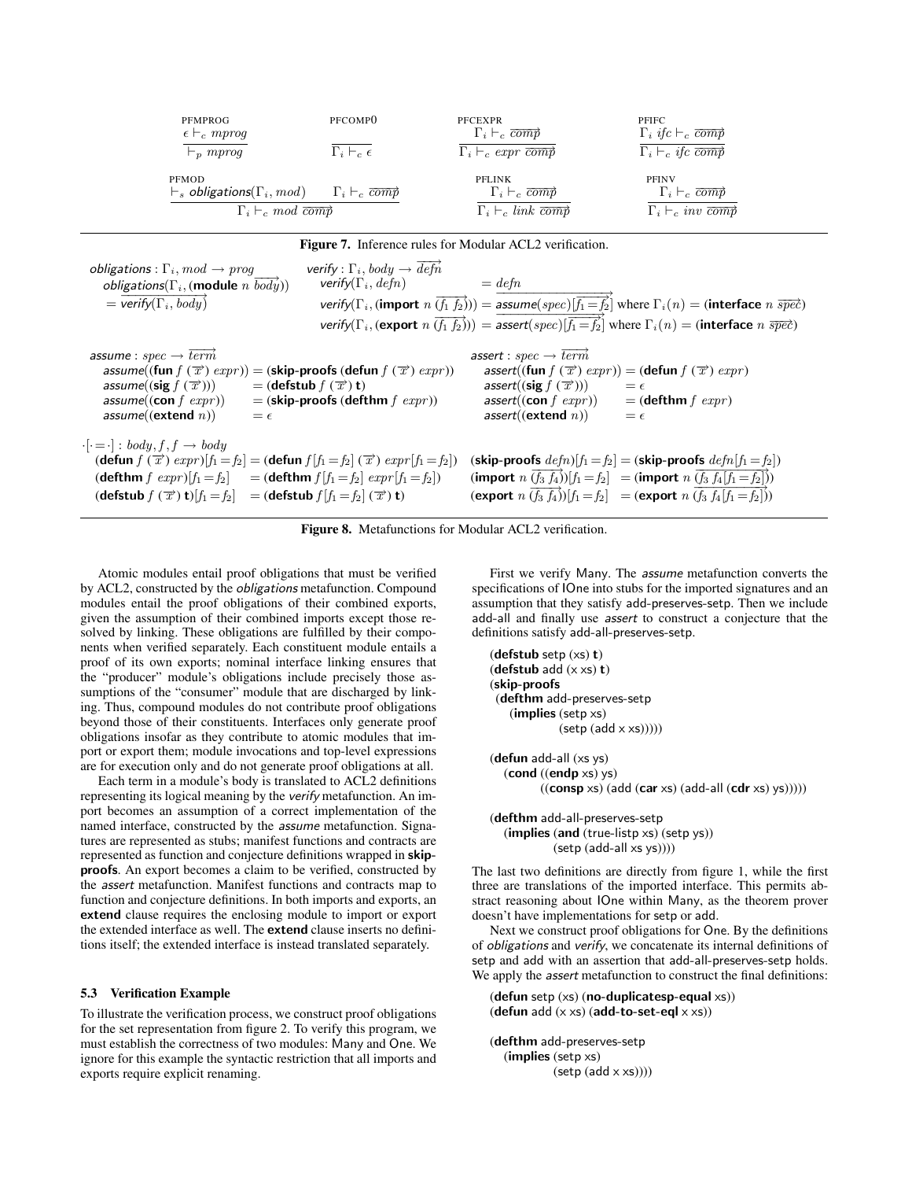$$\frac{\epsilon \vdash_c mprog}{\vdash_p mprog}\ \text{(PFMPROG)} \qquad \frac{}{\Gamma_i \vdash_c \epsilon}\ \text{(PFCOMP0)} \qquad \frac{\Gamma_i \vdash_c \overrightarrow{comp}}{\Gamma_i \vdash_c expr\ \overrightarrow{comp}}\ \text{(PFCEXPR)} \qquad \frac{\Gamma_i\ ifc \vdash_c \overrightarrow{comp}}{\Gamma_i \vdash_c ifc\ \overrightarrow{comp}}\ \text{(PFIFC)}$$

$$\frac{\vdash_s \textit{obligations}(\Gamma_i, mod) \qquad \Gamma_i \vdash_c \overrightarrow{comp}}{\Gamma_i \vdash_c mod\ \overrightarrow{comp}}\ \text{(PFMOD)} \qquad \frac{\Gamma_i \vdash_c \overrightarrow{comp}}{\Gamma_i \vdash_c link\ \overrightarrow{comp}}\ \text{(PFLINK)} \qquad \frac{\Gamma_i \vdash_c \overrightarrow{comp}}{\Gamma_i \vdash_c inv\ \overrightarrow{comp}}\ \text{(PFINV)}$$

**Figure 7.** Inference rules for Modular ACL2 verification.

$\textit{obligations} : \Gamma_i, mod \rightarrow prog$

$\textit{obligations}(\Gamma_i, (\textbf{module}\ n\ \overrightarrow{body})) = \overrightarrow{\textit{verify}(\Gamma_i, body)}$

$\textit{verify} : \Gamma_i, body \rightarrow \overrightarrow{defn}$

$\textit{verify}(\Gamma_i, defn) = defn$

$\textit{verify}(\Gamma_i, (\textbf{import}\ n\ \overrightarrow{(f_1\ f_2)})) = \overrightarrow{\textit{assume}(spec)[\overrightarrow{f_1 = f_2}]}$ where $\Gamma_i(n) = (\textbf{interface}\ n\ \overrightarrow{spec})$

$\textit{verify}(\Gamma_i, (\textbf{export}\ n\ \overrightarrow{(f_1\ f_2)})) = \overrightarrow{\textit{assert}(spec)[\overrightarrow{f_1 = f_2}]}$ where $\Gamma_i(n) = (\textbf{interface}\ n\ \overrightarrow{spec})$

$\textit{assume} : spec \rightarrow \overrightarrow{term}$

$\textit{assume}((\textbf{fun}\ f\ (\overrightarrow{x})\ expr)) = (\textbf{skip-proofs}\ (\textbf{defun}\ f\ (\overrightarrow{x})\ expr))$

$\textit{assume}((\textbf{sig}\ f\ (\overrightarrow{x}))) = (\textbf{defstub}\ f\ (\overrightarrow{x})\ \textbf{t})$

$\textit{assume}((\textbf{con}\ f\ expr)) = (\textbf{skip-proofs}\ (\textbf{defthm}\ f\ expr))$

$\textit{assume}((\textbf{extend}\ n)) = \epsilon$

$\textit{assert} : spec \rightarrow \overrightarrow{term}$

$\textit{assert}((\textbf{fun}\ f\ (\overrightarrow{x})\ expr)) = (\textbf{defun}\ f\ (\overrightarrow{x})\ expr)$

$\textit{assert}((\textbf{sig}\ f\ (\overrightarrow{x}))) = \epsilon$

$\textit{assert}((\textbf{con}\ f\ expr)) = (\textbf{defthm}\ f\ expr)$

$\textit{assert}((\textbf{extend}\ n)) = \epsilon$

$\cdot[\cdot = \cdot] : body, f, f \rightarrow body$

$(\textbf{defun}\ f\ (\overrightarrow{x})\ expr)[f_1 = f_2] = (\textbf{defun}\ f[f_1 = f_2]\ (\overrightarrow{x})\ expr[f_1 = f_2])$

$(\textbf{defthm}\ f\ expr)[f_1 = f_2] = (\textbf{defthm}\ f[f_1 = f_2]\ expr[f_1 = f_2])$

$(\textbf{defstub}\ f\ (\overrightarrow{x})\ \textbf{t})[f_1 = f_2] = (\textbf{defstub}\ f[f_1 = f_2]\ (\overrightarrow{x})\ \textbf{t})$

$(\textbf{skip-proofs}\ defn)[f_1 = f_2] = (\textbf{skip-proofs}\ defn[f_1 = f_2])$

$(\textbf{import}\ n\ \overrightarrow{(f_3\ f_4)})[f_1 = f_2] = (\textbf{import}\ n\ \overrightarrow{(f_3\ f_4[f_1 = f_2])})$

$(\textbf{export}\ n\ \overrightarrow{(f_3\ f_4)})[f_1 = f_2] = (\textbf{export}\ n\ \overrightarrow{(f_3\ f_4[f_1 = f_2])})$

**Figure 8.** Metafunctions for Modular ACL2 verification.

Atomic modules entail proof obligations that must be verified by ACL2, constructed by the *obligations* metafunction. Compound modules entail the proof obligations of their combined exports, given the assumption of their combined imports except those resolved by linking. These obligations are fulfilled by their components when verified separately. Each constituent module entails a proof of its own exports; nominal interface linking ensures that the "producer" module's obligations include precisely those assumptions of the "consumer" module that are discharged by linking. Thus, compound modules do not contribute proof obligations beyond those of their constituents. Interfaces only generate proof obligations insofar as they contribute to atomic modules that import or export them; module invocations and top-level expressions are for execution only and do not generate proof obligations at all.

Each term in a module's body is translated to ACL2 definitions representing its logical meaning by the *verify* metafunction. An import becomes an assumption of a correct implementation of the named interface, constructed by the *assume* metafunction. Signatures are represented as stubs; manifest functions and contracts are represented as function and conjecture definitions wrapped in **skip-proofs**. An export becomes a claim to be verified, constructed by the *assert* metafunction. Manifest functions and contracts map to function and conjecture definitions. In both imports and exports, an **extend** clause requires the enclosing module to import or export the extended interface as well. The **extend** clause inserts no definitions itself; the extended interface is instead translated separately.

### 5.3 Verification Example

To illustrate the verification process, we construct proof obligations for the set representation from figure 2. To verify this program, we must establish the correctness of two modules: Many and One. We ignore for this example the syntactic restriction that all imports and exports require explicit renaming.

First we verify Many. The *assume* metafunction converts the specifications of IOne into stubs for the imported signatures and an assumption that they satisfy add-preserves-setp. Then we include add-all and finally use *assert* to construct a conjecture that the definitions satisfy add-all-preserves-setp.

```
(defstub setp (xs) t)
(defstub add (x xs) t)
(skip-proofs
 (defthm add-preserves-setp
   (implies (setp xs)
            (setp (add x xs)))))

(defun add-all (xs ys)
  (cond ((endp xs) ys)
        ((consp xs) (add (car xs) (add-all (cdr xs) ys)))))

(defthm add-all-preserves-setp
  (implies (and (true-listp xs) (setp ys))
           (setp (add-all xs ys))))
```

The last two definitions are directly from figure 1, while the first three are translations of the imported interface. This permits abstract reasoning about IOne within Many, as the theorem prover doesn't have implementations for setp or add.

Next we construct proof obligations for One. By the definitions of *obligations* and *verify*, we concatenate its internal definitions of setp and add with an assertion that add-all-preserves-setp holds. We apply the *assert* metafunction to construct the final definitions:

```
(defun setp (xs) (no-duplicatesp-equal xs))
(defun add (x xs) (add-to-set-eql x xs))

(defthm add-preserves-setp
  (implies (setp xs)
           (setp (add x xs))))
```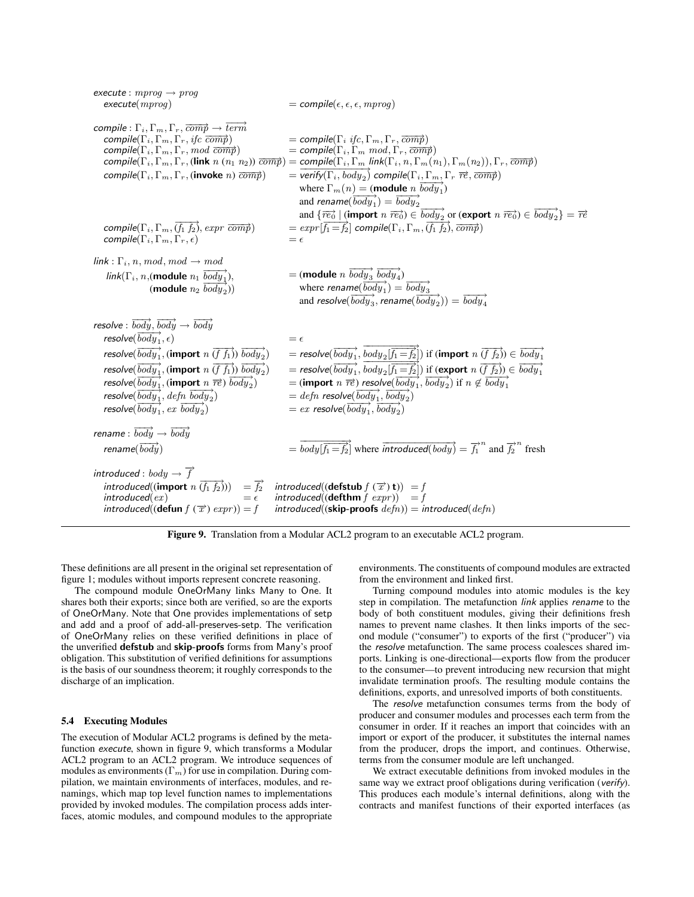$$
\begin{array}{ll}
\textit{execute} : \mathit{mprog} \rightarrow \mathit{prog} & \\
\quad \textit{execute}(\mathit{mprog}) & = \textit{compile}(\epsilon, \epsilon, \epsilon, \mathit{mprog}) \\
& \\
\textit{compile} : \Gamma_i, \Gamma_m, \Gamma_r, \overrightarrow{\mathit{comp}} \rightarrow \overrightarrow{\mathit{term}} & \\
\quad \textit{compile}(\Gamma_i, \Gamma_m, \Gamma_r, \mathit{ifc}\ \overrightarrow{\mathit{comp}}) & = \textit{compile}(\Gamma_i\ \mathit{ifc}, \Gamma_m, \Gamma_r, \overrightarrow{\mathit{comp}}) \\
\quad \textit{compile}(\Gamma_i, \Gamma_m, \Gamma_r, \mathit{mod}\ \overrightarrow{\mathit{comp}}) & = \textit{compile}(\Gamma_i, \Gamma_m\ \mathit{mod}, \Gamma_r, \overrightarrow{\mathit{comp}}) \\
\quad \textit{compile}(\Gamma_i, \Gamma_m, \Gamma_r, (\textbf{link}\ n\ (n_1\ n_2))\ \overrightarrow{\mathit{comp}}) & = \textit{compile}(\Gamma_i, \Gamma_m\ \textit{link}(\Gamma_i, n, \Gamma_m(n_1), \Gamma_m(n_2)), \Gamma_r, \overrightarrow{\mathit{comp}}) \\
\quad \textit{compile}(\Gamma_i, \Gamma_m, \Gamma_r, (\textbf{invoke}\ n)\ \overrightarrow{\mathit{comp}}) & = \overrightarrow{\textit{verify}(\Gamma_i, \mathit{body}_2)}\ \textit{compile}(\Gamma_i, \Gamma_m, \Gamma_r\ \overrightarrow{\mathit{re}}, \overrightarrow{\mathit{comp}}) \\
& \quad \text{where } \Gamma_m(n) = (\textbf{module}\ n\ \overrightarrow{\mathit{body}_1}) \\
& \quad \text{and } \textit{rename}(\overrightarrow{\mathit{body}_1}) = \overrightarrow{\mathit{body}_2} \\
& \quad \text{and } \{\overrightarrow{\mathit{re}_0} \mid (\textbf{import}\ n\ \overrightarrow{\mathit{re}_0}) \in \overrightarrow{\mathit{body}_2} \text{ or } (\textbf{export}\ n\ \overrightarrow{\mathit{re}_0}) \in \overrightarrow{\mathit{body}_2}\} = \overrightarrow{\mathit{re}} \\
\quad \textit{compile}(\Gamma_i, \Gamma_m, \overrightarrow{(f_1\ f_2)}, \mathit{expr}\ \overrightarrow{\mathit{comp}}) & = \mathit{expr}[\overrightarrow{f_1 = f_2}]\ \textit{compile}(\Gamma_i, \Gamma_m, \overrightarrow{(f_1\ f_2)}, \overrightarrow{\mathit{comp}}) \\
\quad \textit{compile}(\Gamma_i, \Gamma_m, \Gamma_r, \epsilon) & = \epsilon \\
& \\
\textit{link} : \Gamma_i, n, \mathit{mod}, \mathit{mod} \rightarrow \mathit{mod} & \\
\quad \textit{link}(\Gamma_i, n, (\textbf{module}\ n_1\ \overrightarrow{\mathit{body}_1}), & = (\textbf{module}\ n\ \overrightarrow{\mathit{body}_3}\ \overrightarrow{\mathit{body}_4}) \\
\quad\quad (\textbf{module}\ n_2\ \overrightarrow{\mathit{body}_2})) & \quad \text{where } \textit{rename}(\overrightarrow{\mathit{body}_1}) = \overrightarrow{\mathit{body}_3} \\
& \quad \text{and } \textit{resolve}(\overrightarrow{\mathit{body}_3}, \textit{rename}(\overrightarrow{\mathit{body}_2})) = \overrightarrow{\mathit{body}_4} \\
& \\
\textit{resolve} : \overrightarrow{\mathit{body}}, \overrightarrow{\mathit{body}} \rightarrow \overrightarrow{\mathit{body}} & \\
\quad \textit{resolve}(\overrightarrow{\mathit{body}_1}, \epsilon) & = \epsilon \\
\quad \textit{resolve}(\overrightarrow{\mathit{body}_1}, (\textbf{import}\ n\ \overrightarrow{(f\ f_1)})\ \overrightarrow{\mathit{body}_2}) & = \textit{resolve}(\overrightarrow{\mathit{body}_1}, \overrightarrow{\mathit{body}_2[\overrightarrow{f_1 = f_2}]}) \text{ if } (\textbf{import}\ n\ \overrightarrow{(f\ f_2)}) \in \overrightarrow{\mathit{body}_1} \\
\quad \textit{resolve}(\overrightarrow{\mathit{body}_1}, (\textbf{import}\ n\ \overrightarrow{(f\ f_1)})\ \overrightarrow{\mathit{body}_2}) & = \textit{resolve}(\overrightarrow{\mathit{body}_1}, \overrightarrow{\mathit{body}_2[\overrightarrow{f_1 = f_2}]}) \text{ if } (\textbf{export}\ n\ \overrightarrow{(f\ f_2)}) \in \overrightarrow{\mathit{body}_1} \\
\quad \textit{resolve}(\overrightarrow{\mathit{body}_1}, (\textbf{import}\ n\ \overrightarrow{\mathit{re}})\ \overrightarrow{\mathit{body}_2}) & = (\textbf{import}\ n\ \overrightarrow{\mathit{re}})\ \textit{resolve}(\overrightarrow{\mathit{body}_1}, \overrightarrow{\mathit{body}_2}) \text{ if } n \notin \overrightarrow{\mathit{body}_1} \\
\quad \textit{resolve}(\overrightarrow{\mathit{body}_1}, \mathit{defn}\ \overrightarrow{\mathit{body}_2}) & = \mathit{defn}\ \textit{resolve}(\overrightarrow{\mathit{body}_1}, \overrightarrow{\mathit{body}_2}) \\
\quad \textit{resolve}(\overrightarrow{\mathit{body}_1}, \mathit{ex}\ \overrightarrow{\mathit{body}_2}) & = \mathit{ex}\ \textit{resolve}(\overrightarrow{\mathit{body}_1}, \overrightarrow{\mathit{body}_2}) \\
& \\
\textit{rename} : \overrightarrow{\mathit{body}} \rightarrow \overrightarrow{\mathit{body}} & \\
\quad \textit{rename}(\overrightarrow{\mathit{body}}) & = \overrightarrow{\mathit{body}[\overrightarrow{f_1 = f_2}]} \text{ where } \overrightarrow{\textit{introduced}(\mathit{body})} = \overrightarrow{f_1}^n \text{ and } \overrightarrow{f_2}^n \text{ fresh}
\end{array}
$$

$$
\begin{array}{llll}
\multicolumn{4}{l}{\textit{introduced} : \mathit{body} \rightarrow \overrightarrow{f}} \\
\quad \textit{introduced}((\textbf{import}\ n\ \overrightarrow{(f_1\ f_2)})) & = \overrightarrow{f_2} & \textit{introduced}((\textbf{defstub}\ f\ (\overrightarrow{x})\ \mathbf{t})) & = f \\
\quad \textit{introduced}(\mathit{ex}) & = \epsilon & \textit{introduced}((\textbf{defthm}\ f\ \mathit{expr})) & = f \\
\quad \textit{introduced}((\textbf{defun}\ f\ (\overrightarrow{x})\ \mathit{expr})) & = f & \textit{introduced}((\textbf{skip-proofs}\ \mathit{defn})) & = \textit{introduced}(\mathit{defn})
\end{array}
$$

**Figure 9.** Translation from a Modular ACL2 program to an executable ACL2 program.

These definitions are all present in the original set representation of figure 1; modules without imports represent concrete reasoning.

The compound module OneOrMany links Many to One. It shares both their exports; since both are verified, so are the exports of OneOrMany. Note that One provides implementations of setp and add and a proof of add-all-preserves-setp. The verification of OneOrMany relies on these verified definitions in place of the unverified **defstub** and **skip-proofs** forms from Many's proof obligation. This substitution of verified definitions for assumptions is the basis of our soundness theorem; it roughly corresponds to the discharge of an implication.

### 5.4 Executing Modules

The execution of Modular ACL2 programs is defined by the metafunction *execute*, shown in figure 9, which transforms a Modular ACL2 program to an ACL2 program. We introduce sequences of modules as environments ($\Gamma_m$) for use in compilation. During compilation, we maintain environments of interfaces, modules, and renamings, which map top level function names to implementations provided by invoked modules. The compilation process adds interfaces, atomic modules, and compound modules to the appropriate environments. The constituents of compound modules are extracted from the environment and linked first.

Turning compound modules into atomic modules is the key step in compilation. The metafunction *link* applies *rename* to the body of both constituent modules, giving their definitions fresh names to prevent name clashes. It then links imports of the second module ("consumer") to exports of the first ("producer") via the *resolve* metafunction. The same process coalesces shared imports. Linking is one-directional—exports flow from the producer to the consumer—to prevent introducing new recursion that might invalidate termination proofs. The resulting module contains the definitions, exports, and unresolved imports of both constituents.

The *resolve* metafunction consumes terms from the body of producer and consumer modules and processes each term from the consumer in order. If it reaches an import that coincides with an import or export of the producer, it substitutes the internal names from the producer, drops the import, and continues. Otherwise, terms from the consumer module are left unchanged.

We extract executable definitions from invoked modules in the same way we extract proof obligations during verification (*verify*). This produces each module's internal definitions, along with the contracts and manifest functions of their exported interfaces (as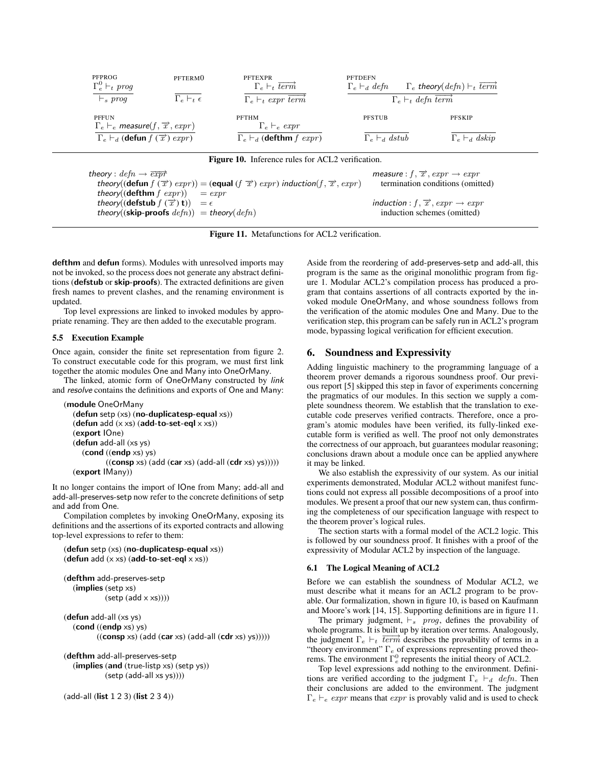$$\frac{\Gamma_e^0 \vdash_t prog}{\vdash_s prog}\ \text{PFPROG} \qquad \frac{}{\Gamma_e \vdash_t \epsilon}\ \text{PFTERM0} \qquad \frac{\Gamma_e \vdash_t \overrightarrow{term}}{\Gamma_e \vdash_t expr\ \overrightarrow{term}}\ \text{PFTEXPR} \qquad \frac{\Gamma_e \vdash_d defn \quad \Gamma_e\ \textit{theory}(defn) \vdash_t \overrightarrow{term}}{\Gamma_e \vdash_t defn\ \overrightarrow{term}}\ \text{PFTDEFN}$$

$$\frac{\Gamma_e \vdash_e \textit{measure}(f, \overrightarrow{x}, expr)}{\Gamma_e \vdash_d (\textbf{defun}\ f\ (\overrightarrow{x})\ expr)}\ \text{PFFUN} \qquad \frac{\Gamma_e \vdash_e expr}{\Gamma_e \vdash_d (\textbf{defthm}\ f\ expr)}\ \text{PFTHM} \qquad \frac{}{\Gamma_e \vdash_d dstub}\ \text{PFSTUB} \qquad \frac{}{\Gamma_e \vdash_d dskip}\ \text{PFSKIP}$$

**Figure 10.** Inference rules for ACL2 verification.

$\textit{theory} : defn \rightarrow \overrightarrow{expr}$
- $\textit{theory}((\textbf{defun}\ f\ (\overrightarrow{x})\ expr)) = (\textbf{equal}\ (f\ \overrightarrow{x})\ expr)\ \textit{induction}(f, \overrightarrow{x}, expr)$
- $\textit{theory}((\textbf{defthm}\ f\ expr)) \quad = expr$
- $\textit{theory}((\textbf{defstub}\ f\ (\overrightarrow{x})\ \textbf{t})) \quad = \epsilon$
- $\textit{theory}((\textbf{skip-proofs}\ defn)) \quad = \textit{theory}(defn)$

$\textit{measure} : f, \overrightarrow{x}, expr \rightarrow expr$
termination conditions (omitted)

$\textit{induction} : f, \overrightarrow{x}, expr \rightarrow expr$
induction schemes (omitted)

**Figure 11.** Metafunctions for ACL2 verification.

**defthm** and **defun** forms). Modules with unresolved imports may not be invoked, so the process does not generate any abstract definitions (**defstub** or **skip-proofs**). The extracted definitions are given fresh names to prevent clashes, and the renaming environment is updated.

Top level expressions are linked to invoked modules by appropriate renaming. They are then added to the executable program.

### 5.5 Execution Example

Once again, consider the finite set representation from figure 2. To construct executable code for this program, we must first link together the atomic modules One and Many into OneOrMany.

The linked, atomic form of OneOrMany constructed by *link* and *resolve* contains the definitions and exports of One and Many:

```
(module OneOrMany
  (defun setp (xs) (no-duplicatesp-equal xs))
  (defun add (x xs) (add-to-set-eql x xs))
  (export IOne)
  (defun add-all (xs ys)
    (cond ((endp xs) ys)
          ((consp xs) (add (car xs) (add-all (cdr xs) ys)))))
  (export IMany))
```

It no longer contains the import of IOne from Many; add-all and add-all-preserves-setp now refer to the concrete definitions of setp and add from One.

Compilation completes by invoking OneOrMany, exposing its definitions and the assertions of its exported contracts and allowing top-level expressions to refer to them:

```
(defun setp (xs) (no-duplicatesp-equal xs))
(defun add (x xs) (add-to-set-eql x xs))

(defthm add-preserves-setp
  (implies (setp xs)
           (setp (add x xs))))

(defun add-all (xs ys)
  (cond ((endp xs) ys)
        ((consp xs) (add (car xs) (add-all (cdr xs) ys)))))

(defthm add-all-preserves-setp
  (implies (and (true-listp xs) (setp ys))
           (setp (add-all xs ys))))

(add-all (list 1 2 3) (list 2 3 4))
```

Aside from the reordering of add-preserves-setp and add-all, this program is the same as the original monolithic program from figure 1. Modular ACL2's compilation process has produced a program that contains assertions of all contracts exported by the invoked module OneOrMany, and whose soundness follows from the verification of the atomic modules One and Many. Due to the verification step, this program can be safely run in ACL2's program mode, bypassing logical verification for efficient execution.

## 6. Soundness and Expressivity

Adding linguistic machinery to the programming language of a theorem prover demands a rigorous soundness proof. Our previous report [5] skipped this step in favor of experiments concerning the pragmatics of our modules. In this section we supply a complete soundness theorem. We establish that the translation to executable code preserves verified contracts. Therefore, once a program's atomic modules have been verified, its fully-linked executable form is verified as well. The proof not only demonstrates the correctness of our approach, but guarantees modular reasoning; conclusions drawn about a module once can be applied anywhere it may be linked.

We also establish the expressivity of our system. As our initial experiments demonstrated, Modular ACL2 without manifest functions could not express all possible decompositions of a proof into modules. We present a proof that our new system can, thus confirming the completeness of our specification language with respect to the theorem prover's logical rules.

The section starts with a formal model of the ACL2 logic. This is followed by our soundness proof. It finishes with a proof of the expressivity of Modular ACL2 by inspection of the language.

### 6.1 The Logical Meaning of ACL2

Before we can establish the soundness of Modular ACL2, we must describe what it means for an ACL2 program to be provable. Our formalization, shown in figure 10, is based on Kaufmann and Moore's work [14, 15]. Supporting definitions are in figure 11.

The primary judgment, $\vdash_s prog$, defines the provability of whole programs. It is built up by iteration over terms. Analogously, the judgment $\Gamma_e \vdash_t \overrightarrow{term}$ describes the provability of terms in a "theory environment" $\Gamma_e$ of expressions representing proved theorems. The environment $\Gamma_e^0$ represents the initial theory of ACL2.

Top level expressions add nothing to the environment. Definitions are verified according to the judgment $\Gamma_e \vdash_d defn$. Then their conclusions are added to the environment. The judgment $\Gamma_e \vdash_e expr$ means that $expr$ is provably valid and is used to check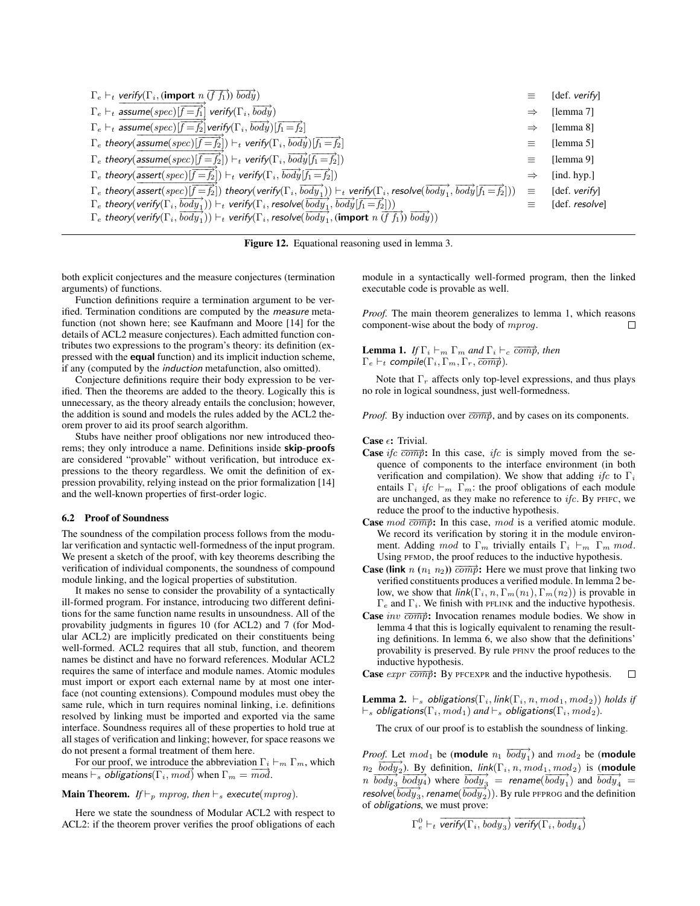$$
\begin{array}{lll}
\Gamma_e \vdash_t \textit{verify}(\Gamma_i, (\textbf{import}\ n\ \overrightarrow{(f\ f_1)})\ \overrightarrow{body}) & \equiv & \text{[def. } \textit{verify}] \\
\Gamma_e \vdash_t \overrightarrow{\textit{assume}(spec)[f=f_1]}\ \textit{verify}(\Gamma_i, \overrightarrow{body}) & \Rightarrow & \text{[lemma 7]} \\
\Gamma_e \vdash_t \overrightarrow{\textit{assume}(spec)[f=f_2]}\textit{verify}(\Gamma_i, \overrightarrow{body})[\overrightarrow{f_1=f_2}] & \Rightarrow & \text{[lemma 8]} \\
\Gamma_e\ \textit{theory}(\overrightarrow{\textit{assume}(spec)[f=f_2]}) \vdash_t \textit{verify}(\Gamma_i, \overrightarrow{body})[\overrightarrow{f_1=f_2}] & \equiv & \text{[lemma 5]} \\
\Gamma_e\ \textit{theory}(\overrightarrow{\textit{assume}(spec)[f=f_2]}) \vdash_t \textit{verify}(\Gamma_i, \overrightarrow{body}[\overrightarrow{f_1=f_2}]) & \equiv & \text{[lemma 9]} \\
\Gamma_e\ \textit{theory}(\overrightarrow{\textit{assert}(spec)[f=f_2]}) \vdash_t \textit{verify}(\Gamma_i, \overrightarrow{body}[\overrightarrow{f_1=f_2}]) & \Rightarrow & \text{[ind. hyp.]} \\
\Gamma_e\ \textit{theory}(\overrightarrow{\textit{assert}(spec)[f=f_2]})\ \textit{theory}(\textit{verify}(\Gamma_i, \overrightarrow{body_1})) \vdash_t \textit{verify}(\Gamma_i, \textit{resolve}(\overrightarrow{body_1}, \overrightarrow{body}[\overrightarrow{f_1=f_2}])) & \equiv & \text{[def. } \textit{verify}] \\
\Gamma_e\ \textit{theory}(\textit{verify}(\Gamma_i, \overrightarrow{body_1})) \vdash_t \textit{verify}(\Gamma_i, \textit{resolve}(\overrightarrow{body_1}, \overrightarrow{body}[\overrightarrow{f_1=f_2}])) & \equiv & \text{[def. } \textit{resolve}] \\
\Gamma_e\ \textit{theory}(\textit{verify}(\Gamma_i, \overrightarrow{body_1})) \vdash_t \textit{verify}(\Gamma_i, \textit{resolve}(\overrightarrow{body_1}, (\textbf{import}\ n\ \overrightarrow{(f\ f_1)})\ \overrightarrow{body})) & &
\end{array}
$$

**Figure 12.** Equational reasoning used in lemma 3.

both explicit conjectures and the measure conjectures (termination arguments) of functions.

Function definitions require a termination argument to be verified. Termination conditions are computed by the *measure* metafunction (not shown here; see Kaufmann and Moore [14] for the details of ACL2 measure conjectures). Each admitted function contributes two expressions to the program's theory: its definition (expressed with the **equal** function) and its implicit induction scheme, if any (computed by the *induction* metafunction, also omitted).

Conjecture definitions require their body expression to be verified. Then the theorems are added to the theory. Logically this is unnecessary, as the theory already entails the conclusion; however, the addition is sound and models the rules added by the ACL2 theorem prover to aid its proof search algorithm.

Stubs have neither proof obligations nor new introduced theorems; they only introduce a name. Definitions inside **skip-proofs** are considered "provable" without verification, but introduce expressions to the theory regardless. We omit the definition of expression provability, relying instead on the prior formalization [14] and the well-known properties of first-order logic.

### 6.2 Proof of Soundness

The soundness of the compilation process follows from the modular verification and syntactic well-formedness of the input program. We present a sketch of the proof, with key theorems describing the verification of individual components, the soundness of compound module linking, and the logical properties of substitution.

It makes no sense to consider the provability of a syntactically ill-formed program. For instance, introducing two different definitions for the same function name results in unsoundness. All of the provability judgments in figures 10 (for ACL2) and 7 (for Modular ACL2) are implicitly predicated on their constituents being well-formed. ACL2 requires that all stub, function, and theorem names be distinct and have no forward references. Modular ACL2 requires the same of interface and module names. Atomic modules must import or export each external name by at most one interface (not counting extensions). Compound modules must obey the same rule, which in turn requires nominal linking, i.e. definitions resolved by linking must be imported and exported via the same interface. Soundness requires all of these properties to hold true at all stages of verification and linking; however, for space reasons we do not present a formal treatment of them here.

For our proof, we introduce the abbreviation $\Gamma_i \vdash_m \Gamma_m$, which means $\vdash_s \overrightarrow{\textit{obligations}(\Gamma_i, mod)}$ when $\Gamma_m = \overrightarrow{mod}$.

**Main Theorem.** *If* $\vdash_p mprog$*, then* $\vdash_s \textit{execute}(mprog)$.

Here we state the soundness of Modular ACL2 with respect to ACL2: if the theorem prover verifies the proof obligations of each module in a syntactically well-formed program, then the linked executable code is provable as well.

*Proof.* The main theorem generalizes to lemma 1, which reasons component-wise about the body of $mprog$. □

**Lemma 1.** *If* $\Gamma_i \vdash_m \Gamma_m$ *and* $\Gamma_i \vdash_c \overrightarrow{comp}$*, then* $\Gamma_e \vdash_t \textit{compile}(\Gamma_i, \Gamma_m, \Gamma_r, \overrightarrow{comp})$.

Note that $\Gamma_r$ affects only top-level expressions, and thus plays no role in logical soundness, just well-formedness.

*Proof.* By induction over $\overrightarrow{comp}$, and by cases on its components.

**Case** $\epsilon$**:** Trivial.

**Case** $ifc\ \overrightarrow{comp}$**:** In this case, $ifc$ is simply moved from the sequence of components to the interface environment (in both verification and compilation). We show that adding $ifc$ to $\Gamma_i$ entails $\Gamma_i\ ifc \vdash_m \Gamma_m$: the proof obligations of each module are unchanged, as they make no reference to $ifc$. By PFIFC, we reduce the proof to the inductive hypothesis.

**Case** $mod\ \overrightarrow{comp}$**:** In this case, $mod$ is a verified atomic module. We record its verification by storing it in the module environment. Adding $mod$ to $\Gamma_m$ trivially entails $\Gamma_i \vdash_m \Gamma_m\ mod$. Using PFMOD, the proof reduces to the inductive hypothesis.

**Case** $(\textbf{link}\ n\ (n_1\ n_2))\ \overrightarrow{comp}$**:** Here we must prove that linking two verified constituents produces a verified module. In lemma 2 below, we show that $\textit{link}(\Gamma_i, n, \Gamma_m(n_1), \Gamma_m(n_2))$ is provable in $\Gamma_e$ and $\Gamma_i$. We finish with PFLINK and the inductive hypothesis.

**Case** $inv\ \overrightarrow{comp}$**:** Invocation renames module bodies. We show in lemma 4 that this is logically equivalent to renaming the resulting definitions. In lemma 6, we also show that the definitions' provability is preserved. By rule PFINV the proof reduces to the inductive hypothesis.

**Case** $expr\ \overrightarrow{comp}$**:** By PFCEXPR and the inductive hypothesis. □

**Lemma 2.** $\vdash_s \textit{obligations}(\Gamma_i, \textit{link}(\Gamma_i, n, mod_1, mod_2))$ *holds if* $\vdash_s \textit{obligations}(\Gamma_i, mod_1)$ *and* $\vdash_s \textit{obligations}(\Gamma_i, mod_2)$.

The crux of our proof is to establish the soundness of linking.

*Proof.* Let $mod_1$ be $(\textbf{module}\ n_1\ \overrightarrow{body_1})$ and $mod_2$ be $(\textbf{module}\ n_2\ \overrightarrow{body_2})$. By definition, $\textit{link}(\Gamma_i, n, mod_1, mod_2)$ is $(\textbf{module}\ n\ \overrightarrow{body_3}\ \overrightarrow{body_4})$ where $\overrightarrow{body_3} = \textit{rename}(\overrightarrow{body_1})$ and $\overrightarrow{body_4} = \textit{resolve}(\overrightarrow{body_3}, \textit{rename}(\overrightarrow{body_2}))$. By rule PFPROG and the definition of *obligations*, we must prove:

$$\Gamma_e^0 \vdash_t \overrightarrow{\textit{verify}(\Gamma_i, body_3)}\ \overrightarrow{\textit{verify}(\Gamma_i, body_4)}$$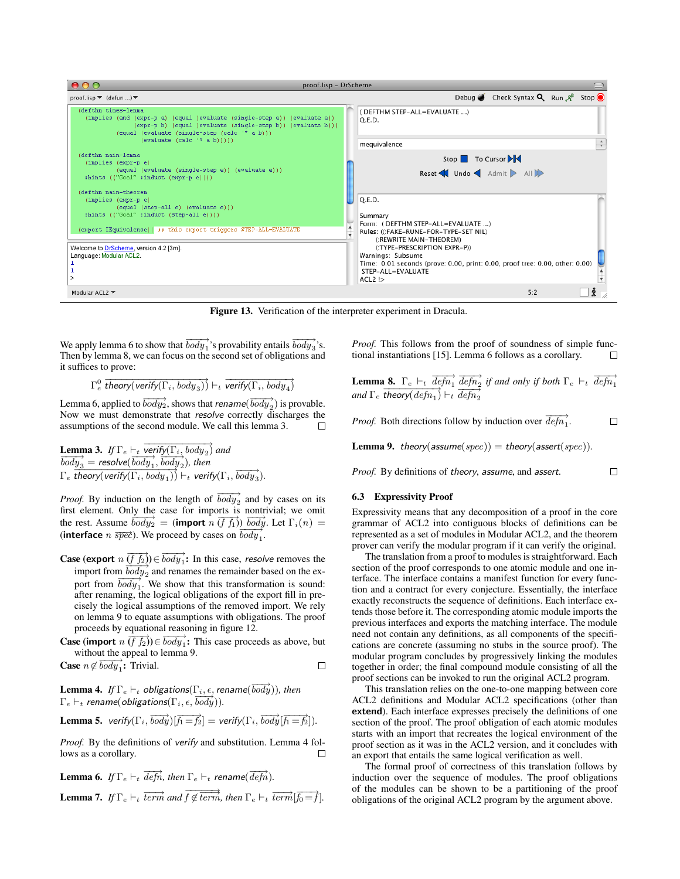Figure 13. Verification of the interpreter experiment in Dracula.

We apply lemma 6 to show that $\overrightarrow{body_1}$'s provability entails $\overrightarrow{body_3}$'s. Then by lemma 8, we can focus on the second set of obligations and it suffices to prove:

$$\Gamma_e^0\ \overrightarrow{\textit{theory}(\textit{verify}(\Gamma_i, body_3))} \vdash_t \overrightarrow{\textit{verify}(\Gamma_i, body_4)}$$

Lemma 6, applied to $\overrightarrow{body_2}$, shows that *rename*$(\overrightarrow{body_2})$ is provable. Now we must demonstrate that *resolve* correctly discharges the assumptions of the second module. We call this lemma 3. □

**Lemma 3.** *If* $\Gamma_e \vdash_t \overrightarrow{\textit{verify}(\Gamma_i, body_2)}$ *and* $\overrightarrow{body_3} = \textit{resolve}(\overrightarrow{body_1}, \overrightarrow{body_2})$*, then* $\Gamma_e\ \overrightarrow{\textit{theory}(\textit{verify}(\Gamma_i, body_1))} \vdash_t \textit{verify}(\Gamma_i, \overrightarrow{body_3})$.

*Proof.* By induction on the length of $\overrightarrow{body_2}$ and by cases on its first element. Only the case for imports is nontrivial; we omit the rest. Assume $\overrightarrow{body_2} = (\textbf{import}\ n\ \overrightarrow{(f\ f_1)})\ \overrightarrow{body}$. Let $\Gamma_i(n) = (\textbf{interface}\ n\ \overrightarrow{spec})$. We proceed by cases on $\overrightarrow{body_1}$.

**Case (export** $n\ \overrightarrow{(f\ f_2)}$**)** $\in \overrightarrow{body_1}$**:** In this case, *resolve* removes the import from $\overrightarrow{body_2}$ and renames the remainder based on the export from $\overrightarrow{body_1}$. We show that this transformation is sound: after renaming, the logical obligations of the export fill in precisely the logical assumptions of the removed import. We rely on lemma 9 to equate assumptions with obligations. The proof proceeds by equational reasoning in figure 12.

**Case (import** $n\ \overrightarrow{(f\ f_2)}$**)** $\in \overrightarrow{body_1}$**:** This case proceeds as above, but without the appeal to lemma 9.

**Case** $n \notin \overrightarrow{body_1}$**:** Trivial. □

**Lemma 4.** *If* $\Gamma_e \vdash_t \textit{obligations}(\Gamma_i, \epsilon, \textit{rename}(\overrightarrow{body}))$*, then* $\Gamma_e \vdash_t \textit{rename}(\textit{obligations}(\Gamma_i, \epsilon, \overrightarrow{body}))$.

**Lemma 5.** $\textit{verify}(\Gamma_i, \overrightarrow{body})[\overrightarrow{f_1 = f_2}] = \textit{verify}(\Gamma_i, \overrightarrow{body}[\overrightarrow{f_1 = f_2}])$.

*Proof.* By the definitions of *verify* and substitution. Lemma 4 follows as a corollary. □

**Lemma 6.** *If* $\Gamma_e \vdash_t \overrightarrow{defn}$*, then* $\Gamma_e \vdash_t \textit{rename}(\overrightarrow{defn})$.

**Lemma 7.** *If* $\Gamma_e \vdash_t \overrightarrow{term}$ *and* $f \notin \overrightarrow{term}$*, then* $\Gamma_e \vdash_t \overrightarrow{term}[\overrightarrow{f_0 = f}]$.

*Proof.* This follows from the proof of soundness of simple functional instantiations [15]. Lemma 6 follows as a corollary. □

**Lemma 8.** $\Gamma_e \vdash_t \overrightarrow{defn_1}\ \overrightarrow{defn_2}$ *if and only if both* $\Gamma_e \vdash_t \overrightarrow{defn_1}$ *and* $\Gamma_e\ \textit{theory}(\overrightarrow{defn_1}) \vdash_t \overrightarrow{defn_2}$

*Proof.* Both directions follow by induction over $\overrightarrow{defn_1}$. □

**Lemma 9.** $\textit{theory}(\textit{assume}(spec)) = \textit{theory}(\textit{assert}(spec))$.

*Proof.* By definitions of *theory*, *assume*, and *assert*. □

### 6.3 Expressivity Proof

Expressivity means that any decomposition of a proof in the core grammar of ACL2 into contiguous blocks of definitions can be represented as a set of modules in Modular ACL2, and the theorem prover can verify the modular program if it can verify the original.

The translation from a proof to modules is straightforward. Each section of the proof corresponds to one atomic module and one interface. The interface contains a manifest function for every function and a contract for every conjecture. Essentially, the interface exactly reconstructs the sequence of definitions. Each interface extends those before it. The corresponding atomic module imports the previous interfaces and exports the matching interface. The module need not contain any definitions, as all components of the specifications are concrete (assuming no stubs in the source proof). The modular program concludes by progressively linking the modules together in order; the final compound module consisting of all the proof sections can be invoked to run the original ACL2 program.

This translation relies on the one-to-one mapping between core ACL2 definitions and Modular ACL2 specifications (other than **extend**). Each interface expresses precisely the definitions of one section of the proof. The proof obligation of each atomic modules starts with an import that recreates the logical environment of the proof section as it was in the ACL2 version, and it concludes with an export that entails the same logical verification as well.

The formal proof of correctness of this translation follows by induction over the sequence of modules. The proof obligations of the modules can be shown to be a partitioning of the proof obligations of the original ACL2 program by the argument above.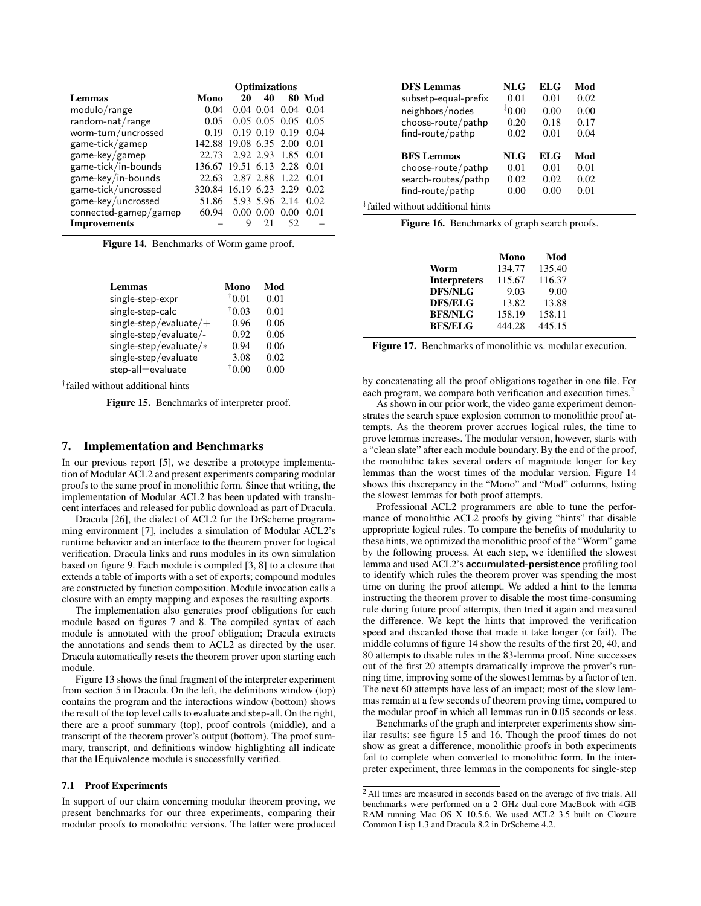| Lemmas | Mono | Optimizations 20 | 40 | 80 | Mod |
|---|---|---|---|---|---|
| modulo/range | 0.04 | 0.04 | 0.04 | 0.04 | 0.04 |
| random-nat/range | 0.05 | 0.05 | 0.05 | 0.05 | 0.05 |
| worm-turn/uncrossed | 0.19 | 0.19 | 0.19 | 0.19 | 0.04 |
| game-tick/gamep | 142.88 | 19.08 | 6.35 | 2.00 | 0.01 |
| game-key/gamep | 22.73 | 2.92 | 2.93 | 1.85 | 0.01 |
| game-tick/in-bounds | 136.67 | 19.51 | 6.13 | 2.28 | 0.01 |
| game-key/in-bounds | 22.63 | 2.87 | 2.88 | 1.22 | 0.01 |
| game-tick/uncrossed | 320.84 | 16.19 | 6.23 | 2.29 | 0.02 |
| game-key/uncrossed | 51.86 | 5.93 | 5.96 | 2.14 | 0.02 |
| connected-gamep/gamep | 60.94 | 0.00 | 0.00 | 0.00 | 0.01 |
| **Improvements** | – | 9 | 21 | 52 | – |

**Figure 14.** Benchmarks of Worm game proof.

| Lemmas | Mono | Mod |
|---|---|---|
| single-step-expr | †0.01 | 0.01 |
| single-step-calc | †0.03 | 0.01 |
| single-step/evaluate/+ | 0.96 | 0.06 |
| single-step/evaluate/- | 0.92 | 0.06 |
| single-step/evaluate/* | 0.94 | 0.06 |
| single-step/evaluate | 3.08 | 0.02 |
| step-all=evaluate | †0.00 | 0.00 |

†failed without additional hints

**Figure 15.** Benchmarks of interpreter proof.

## 7. Implementation and Benchmarks

In our previous report [5], we describe a prototype implementation of Modular ACL2 and present experiments comparing modular proofs to the same proof in monolithic form. Since that writing, the implementation of Modular ACL2 has been updated with translucent interfaces and released for public download as part of Dracula.

Dracula [26], the dialect of ACL2 for the DrScheme programming environment [7], includes a simulation of Modular ACL2's runtime behavior and an interface to the theorem prover for logical verification. Dracula links and runs modules in its own simulation based on figure 9. Each module is compiled [3, 8] to a closure that extends a table of imports with a set of exports; compound modules are constructed by function composition. Module invocation calls a closure with an empty mapping and exposes the resulting exports.

The implementation also generates proof obligations for each module based on figures 7 and 8. The compiled syntax of each module is annotated with the proof obligation; Dracula extracts the annotations and sends them to ACL2 as directed by the user. Dracula automatically resets the theorem prover upon starting each module.

Figure 13 shows the final fragment of the interpreter experiment from section 5 in Dracula. On the left, the definitions window (top) contains the program and the interactions window (bottom) shows the result of the top level calls to evaluate and step-all. On the right, there are a proof summary (top), proof controls (middle), and a transcript of the theorem prover's output (bottom). The proof summary, transcript, and definitions window highlighting all indicate that the IEquivalence module is successfully verified.

### 7.1 Proof Experiments

In support of our claim concerning modular theorem proving, we present benchmarks for our three experiments, comparing their modular proofs to monolothic versions. The latter were produced

| DFS Lemmas | NLG | ELG | Mod |
|---|---|---|---|
| subsetp-equal-prefix | 0.01 | 0.01 | 0.02 |
| neighbors/nodes | ‡0.00 | 0.00 | 0.00 |
| choose-route/pathp | 0.20 | 0.18 | 0.17 |
| find-route/pathp | 0.02 | 0.01 | 0.04 |
| **BFS Lemmas** | **NLG** | **ELG** | **Mod** |
| choose-route/pathp | 0.01 | 0.01 | 0.01 |
| search-routes/pathp | 0.02 | 0.02 | 0.02 |
| find-route/pathp | 0.00 | 0.00 | 0.01 |

‡failed without additional hints

**Figure 16.** Benchmarks of graph search proofs.

| | Mono | Mod |
|---|---|---|
| **Worm** | 134.77 | 135.40 |
| **Interpreters** | 115.67 | 116.37 |
| **DFS/NLG** | 9.03 | 9.00 |
| **DFS/ELG** | 13.82 | 13.88 |
| **BFS/NLG** | 158.19 | 158.11 |
| **BFS/ELG** | 444.28 | 445.15 |

**Figure 17.** Benchmarks of monolithic vs. modular execution.

by concatenating all the proof obligations together in one file. For each program, we compare both verification and execution times.[2]

As shown in our prior work, the video game experiment demonstrates the search space explosion common to monolithic proof attempts. As the theorem prover accrues logical rules, the time to prove lemmas increases. The modular version, however, starts with a "clean slate" after each module boundary. By the end of the proof, the monolithic takes several orders of magnitude longer for key lemmas than the worst times of the modular version. Figure 14 shows this discrepancy in the "Mono" and "Mod" columns, listing the slowest lemmas for both proof attempts.

Professional ACL2 programmers are able to tune the performance of monolithic ACL2 proofs by giving "hints" that disable appropriate logical rules. To compare the benefits of modularity to these hints, we optimized the monolithic proof of the "Worm" game by the following process. At each step, we identified the slowest lemma and used ACL2's **accumulated-persistence** profiling tool to identify which rules the theorem prover was spending the most time on during the proof attempt. We added a hint to the lemma instructing the theorem prover to disable the most time-consuming rule during future proof attempts, then tried it again and measured the difference. We kept the hints that improved the verification speed and discarded those that made it take longer (or fail). The middle columns of figure 14 show the results of the first 20, 40, and 80 attempts to disable rules in the 83-lemma proof. Nine successes out of the first 20 attempts dramatically improve the prover's running time, improving some of the slowest lemmas by a factor of ten. The next 60 attempts have less of an impact; most of the slow lemmas remain at a few seconds of theorem proving time, compared to the modular proof in which all lemmas run in 0.05 seconds or less.

Benchmarks of the graph and interpreter experiments show similar results; see figure 15 and 16. Though the proof times do not show as great a difference, monolithic proofs in both experiments fail to complete when converted to monolithic form. In the interpreter experiment, three lemmas in the components for single-step

[2] All times are measured in seconds based on the average of five trials. All benchmarks were performed on a 2 GHz dual-core MacBook with 4GB RAM running Mac OS X 10.5.6. We used ACL2 3.5 built on Clozure Common Lisp 1.3 and Dracula 8.2 in DrScheme 4.2.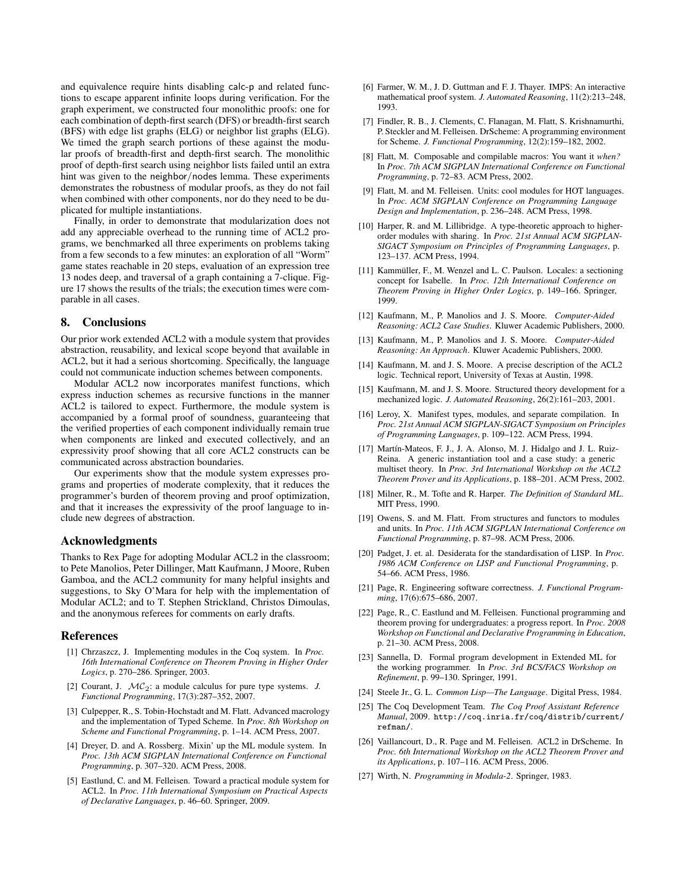and equivalence require hints disabling calc-p and related functions to escape apparent infinite loops during verification. For the graph experiment, we constructed four monolithic proofs: one for each combination of depth-first search (DFS) or breadth-first search (BFS) with edge list graphs (ELG) or neighbor list graphs (ELG). We timed the graph search portions of these against the modular proofs of breadth-first and depth-first search. The monolithic proof of depth-first search using neighbor lists failed until an extra hint was given to the neighbor/nodes lemma. These experiments demonstrates the robustness of modular proofs, as they do not fail when combined with other components, nor do they need to be duplicated for multiple instantiations.

Finally, in order to demonstrate that modularization does not add any appreciable overhead to the running time of ACL2 programs, we benchmarked all three experiments on problems taking from a few seconds to a few minutes: an exploration of all "Worm" game states reachable in 20 steps, evaluation of an expression tree 13 nodes deep, and traversal of a graph containing a 7-clique. Figure 17 shows the results of the trials; the execution times were comparable in all cases.

## 8. Conclusions

Our prior work extended ACL2 with a module system that provides abstraction, reusability, and lexical scope beyond that available in ACL2, but it had a serious shortcoming. Specifically, the language could not communicate induction schemes between components.

Modular ACL2 now incorporates manifest functions, which express induction schemes as recursive functions in the manner ACL2 is tailored to expect. Furthermore, the module system is accompanied by a formal proof of soundness, guaranteeing that the verified properties of each component individually remain true when components are linked and executed collectively, and an expressivity proof showing that all core ACL2 constructs can be communicated across abstraction boundaries.

Our experiments show that the module system expresses programs and properties of moderate complexity, that it reduces the programmer's burden of theorem proving and proof optimization, and that it increases the expressivity of the proof language to include new degrees of abstraction.

## Acknowledgments

Thanks to Rex Page for adopting Modular ACL2 in the classroom; to Pete Manolios, Peter Dillinger, Matt Kaufmann, J Moore, Ruben Gamboa, and the ACL2 community for many helpful insights and suggestions, to Sky O'Mara for help with the implementation of Modular ACL2; and to T. Stephen Strickland, Christos Dimoulas, and the anonymous referees for comments on early drafts.

## References

[1] Chrzaszcz, J. Implementing modules in the Coq system. In *Proc. 16th International Conference on Theorem Proving in Higher Order Logics*, p. 270–286. Springer, 2003.

[2] Courant, J. $\mathcal{MC}_2$: a module calculus for pure type systems. *J. Functional Programming*, 17(3):287–352, 2007.

[3] Culpepper, R., S. Tobin-Hochstadt and M. Flatt. Advanced macrology and the implementation of Typed Scheme. In *Proc. 8th Workshop on Scheme and Functional Programming*, p. 1–14. ACM Press, 2007.

[4] Dreyer, D. and A. Rossberg. Mixin' up the ML module system. In *Proc. 13th ACM SIGPLAN International Conference on Functional Programming*, p. 307–320. ACM Press, 2008.

[5] Eastlund, C. and M. Felleisen. Toward a practical module system for ACL2. In *Proc. 11th International Symposium on Practical Aspects of Declarative Languages*, p. 46–60. Springer, 2009.

[6] Farmer, W. M., J. D. Guttman and F. J. Thayer. IMPS: An interactive mathematical proof system. *J. Automated Reasoning*, 11(2):213–248, 1993.

[7] Findler, R. B., J. Clements, C. Flanagan, M. Flatt, S. Krishnamurthi, P. Steckler and M. Felleisen. DrScheme: A programming environment for Scheme. *J. Functional Programming*, 12(2):159–182, 2002.

[8] Flatt, M. Composable and compilable macros: You want it *when?* In *Proc. 7th ACM SIGPLAN International Conference on Functional Programming*, p. 72–83. ACM Press, 2002.

[9] Flatt, M. and M. Felleisen. Units: cool modules for HOT languages. In *Proc. ACM SIGPLAN Conference on Programming Language Design and Implementation*, p. 236–248. ACM Press, 1998.

[10] Harper, R. and M. Lillibridge. A type-theoretic approach to higher-order modules with sharing. In *Proc. 21st Annual ACM SIGPLAN-SIGACT Symposium on Principles of Programming Languages*, p. 123–137. ACM Press, 1994.

[11] Kammüller, F., M. Wenzel and L. C. Paulson. Locales: a sectioning concept for Isabelle. In *Proc. 12th International Conference on Theorem Proving in Higher Order Logics*, p. 149–166. Springer, 1999.

[12] Kaufmann, M., P. Manolios and J. S. Moore. *Computer-Aided Reasoning: ACL2 Case Studies*. Kluwer Academic Publishers, 2000.

[13] Kaufmann, M., P. Manolios and J. S. Moore. *Computer-Aided Reasoning: An Approach*. Kluwer Academic Publishers, 2000.

[14] Kaufmann, M. and J. S. Moore. A precise description of the ACL2 logic. Technical report, University of Texas at Austin, 1998.

[15] Kaufmann, M. and J. S. Moore. Structured theory development for a mechanized logic. *J. Automated Reasoning*, 26(2):161–203, 2001.

[16] Leroy, X. Manifest types, modules, and separate compilation. In *Proc. 21st Annual ACM SIGPLAN-SIGACT Symposium on Principles of Programming Languages*, p. 109–122. ACM Press, 1994.

[17] Martín-Mateos, F. J., J. A. Alonso, M. J. Hidalgo and J. L. Ruiz-Reina. A generic instantiation tool and a case study: a generic multiset theory. In *Proc. 3rd International Workshop on the ACL2 Theorem Prover and its Applications*, p. 188–201. ACM Press, 2002.

[18] Milner, R., M. Tofte and R. Harper. *The Definition of Standard ML*. MIT Press, 1990.

[19] Owens, S. and M. Flatt. From structures and functors to modules and units. In *Proc. 11th ACM SIGPLAN International Conference on Functional Programming*, p. 87–98. ACM Press, 2006.

[20] Padget, J. et. al. Desiderata for the standardisation of LISP. In *Proc. 1986 ACM Conference on LISP and Functional Programming*, p. 54–66. ACM Press, 1986.

[21] Page, R. Engineering software correctness. *J. Functional Programming*, 17(6):675–686, 2007.

[22] Page, R., C. Eastlund and M. Felleisen. Functional programming and theorem proving for undergraduates: a progress report. In *Proc. 2008 Workshop on Functional and Declarative Programming in Education*, p. 21–30. ACM Press, 2008.

[23] Sannella, D. Formal program development in Extended ML for the working programmer. In *Proc. 3rd BCS/FACS Workshop on Refinement*, p. 99–130. Springer, 1991.

[24] Steele Jr., G. L. *Common Lisp—The Language*. Digital Press, 1984.

[25] The Coq Development Team. *The Coq Proof Assistant Reference Manual*, 2009. `http://coq.inria.fr/coq/distrib/current/refman/`.

[26] Vaillancourt, D., R. Page and M. Felleisen. ACL2 in DrScheme. In *Proc. 6th International Workshop on the ACL2 Theorem Prover and its Applications*, p. 107–116. ACM Press, 2006.

[27] Wirth, N. *Programming in Modula-2*. Springer, 1983.